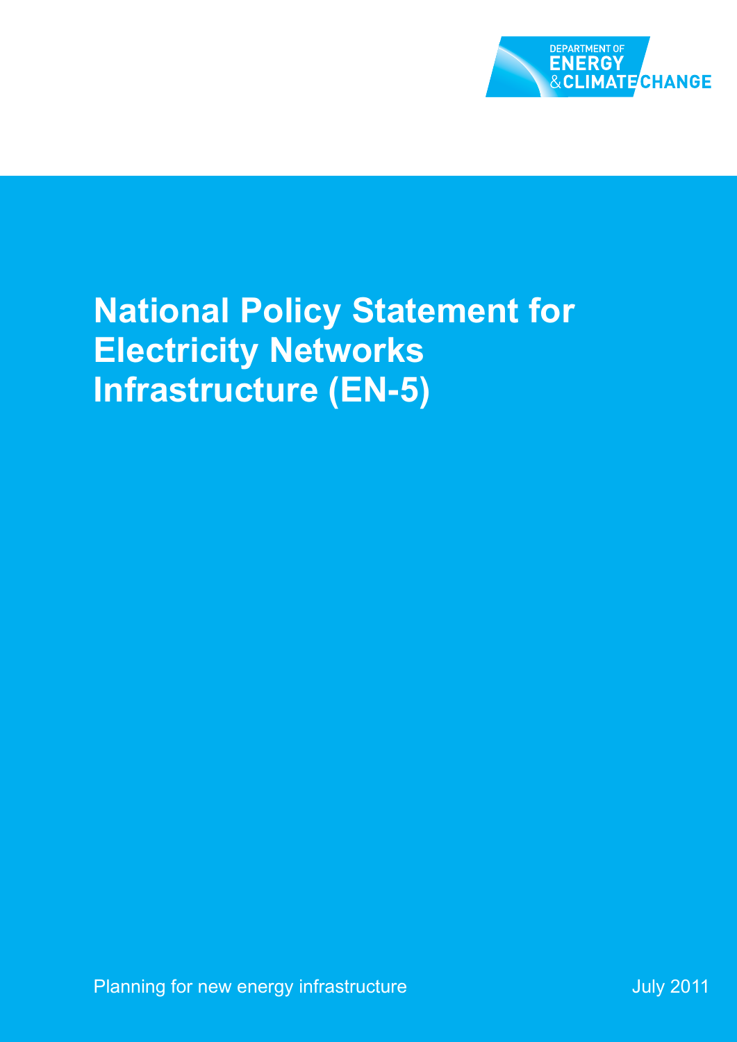DEPARTMENT OF ENERGY & CLIMATE CHANGE

# National Policy Statement for Electricity Networks Infrastructure (EN-5)

Planning for new energy infrastructure

July 2011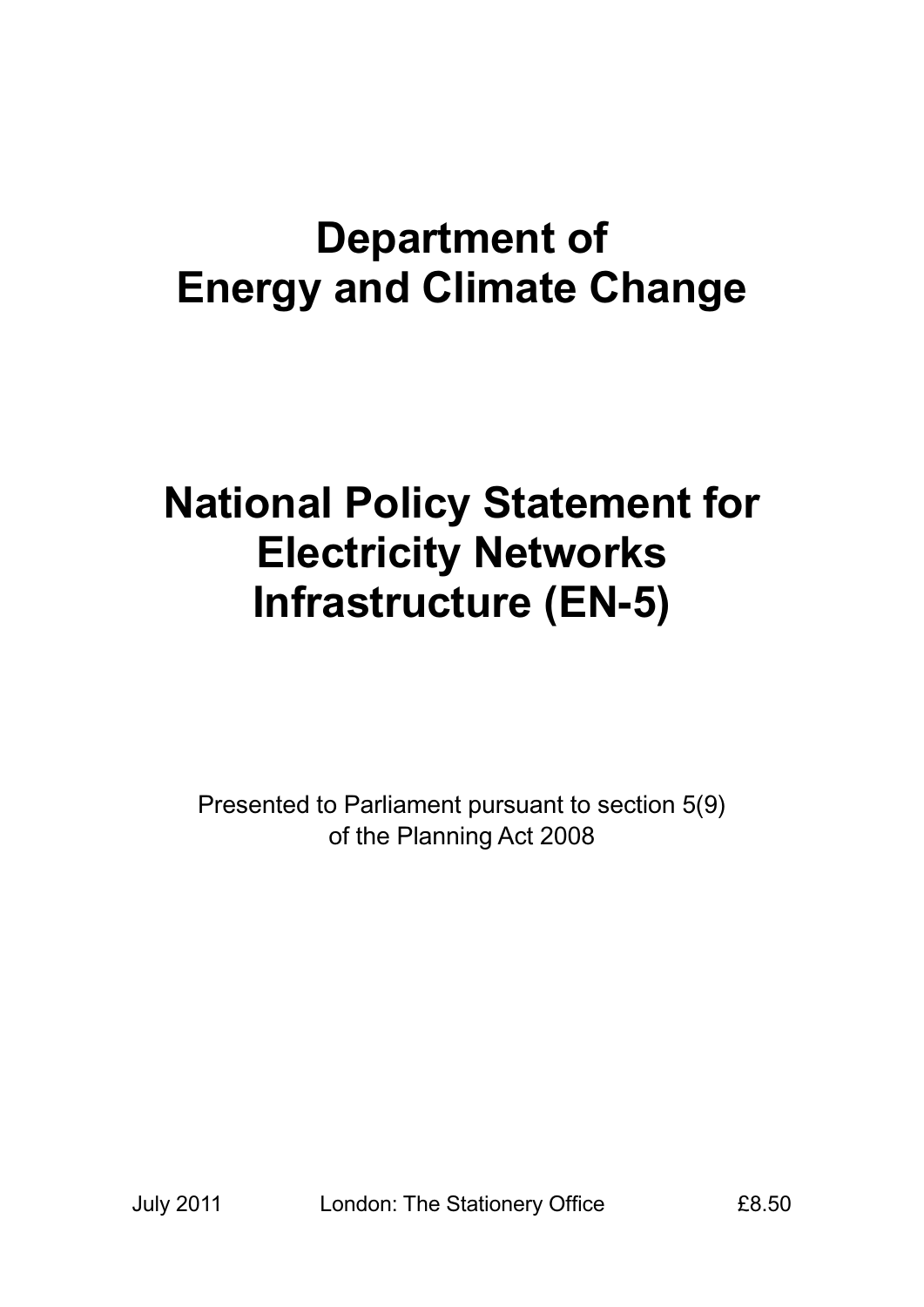# Department of Energy and Climate Change

# National Policy Statement for Electricity Networks Infrastructure (EN-5)

Presented to Parliament pursuant to section 5(9) of the Planning Act 2008

July 2011 London: The Stationery Office £8.50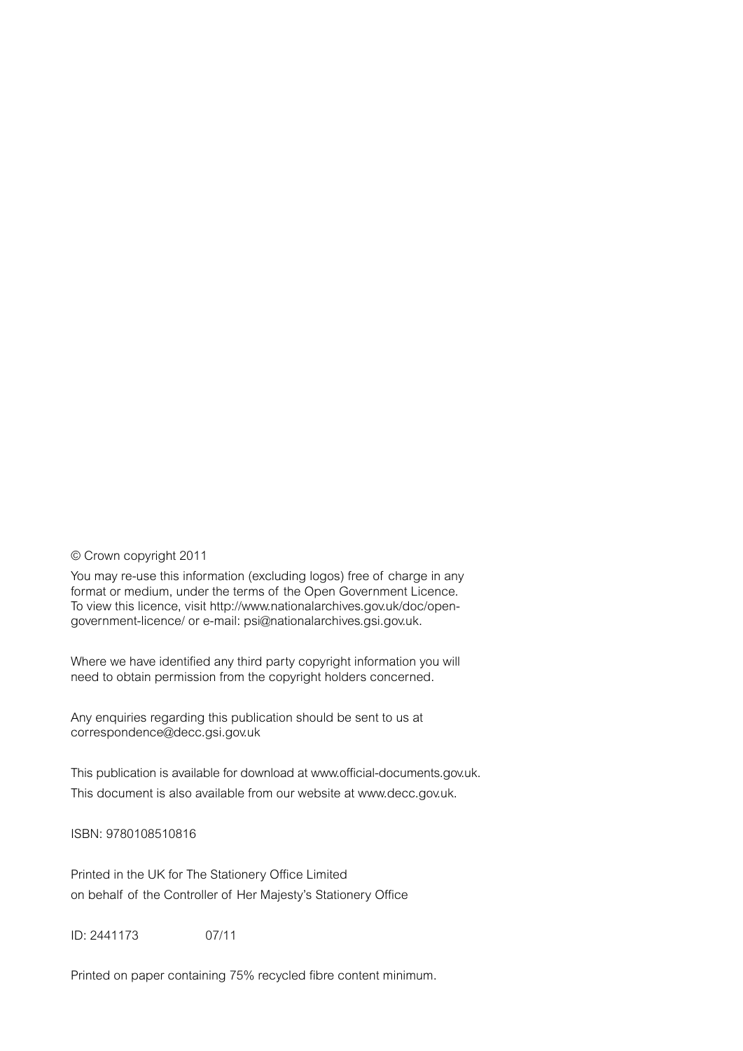© Crown copyright 2011

You may re-use this information (excluding logos) free of charge in any format or medium, under the terms of the Open Government Licence. To view this licence, visit http://www.nationalarchives.gov.uk/doc/open-government-licence/ or e-mail: psi@nationalarchives.gsi.gov.uk.

Where we have identified any third party copyright information you will need to obtain permission from the copyright holders concerned.

Any enquiries regarding this publication should be sent to us at correspondence@decc.gsi.gov.uk

This publication is available for download at www.official-documents.gov.uk.

This document is also available from our website at www.decc.gov.uk.

ISBN: 9780108510816

Printed in the UK for The Stationery Office Limited
on behalf of the Controller of Her Majesty's Stationery Office

ID: 2441173 07/11

Printed on paper containing 75% recycled fibre content minimum.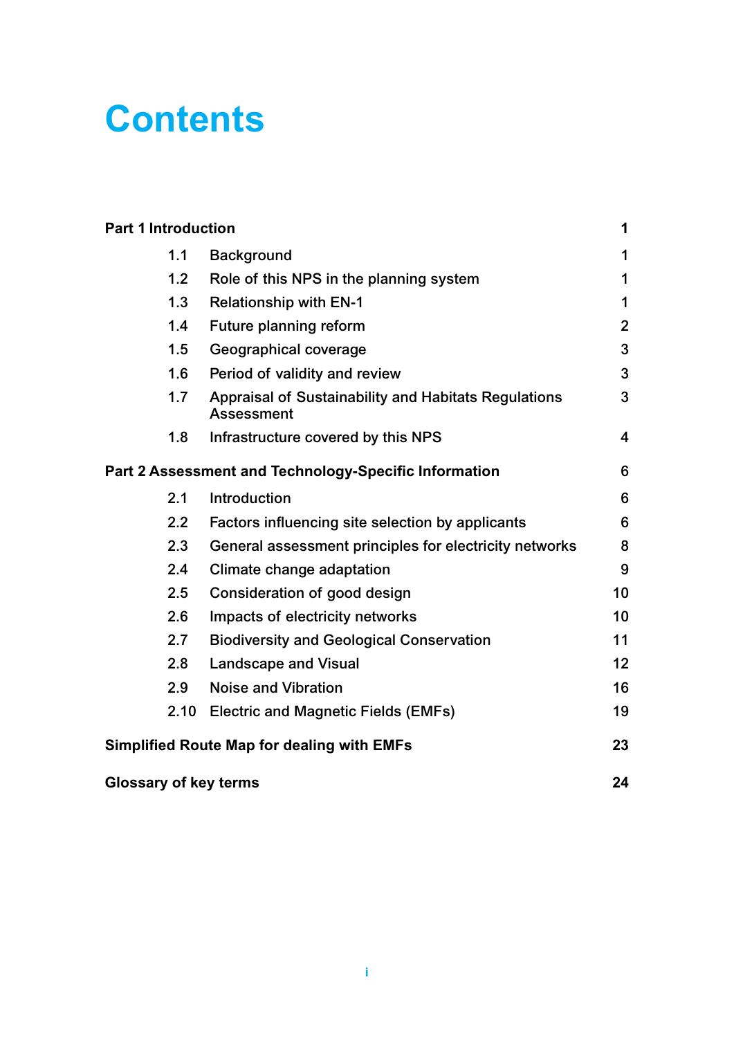# Contents

| | | |
|---|---|---|
| **Part 1 Introduction** | | **1** |
| 1.1 | Background | 1 |
| 1.2 | Role of this NPS in the planning system | 1 |
| 1.3 | Relationship with EN-1 | 1 |
| 1.4 | Future planning reform | 2 |
| 1.5 | Geographical coverage | 3 |
| 1.6 | Period of validity and review | 3 |
| 1.7 | Appraisal of Sustainability and Habitats Regulations Assessment | 3 |
| 1.8 | Infrastructure covered by this NPS | 4 |
| **Part 2 Assessment and Technology-Specific Information** | | **6** |
| 2.1 | Introduction | 6 |
| 2.2 | Factors influencing site selection by applicants | 6 |
| 2.3 | General assessment principles for electricity networks | 8 |
| 2.4 | Climate change adaptation | 9 |
| 2.5 | Consideration of good design | 10 |
| 2.6 | Impacts of electricity networks | 10 |
| 2.7 | Biodiversity and Geological Conservation | 11 |
| 2.8 | Landscape and Visual | 12 |
| 2.9 | Noise and Vibration | 16 |
| 2.10 | Electric and Magnetic Fields (EMFs) | 19 |
| **Simplified Route Map for dealing with EMFs** | | **23** |
| **Glossary of key terms** | | **24** |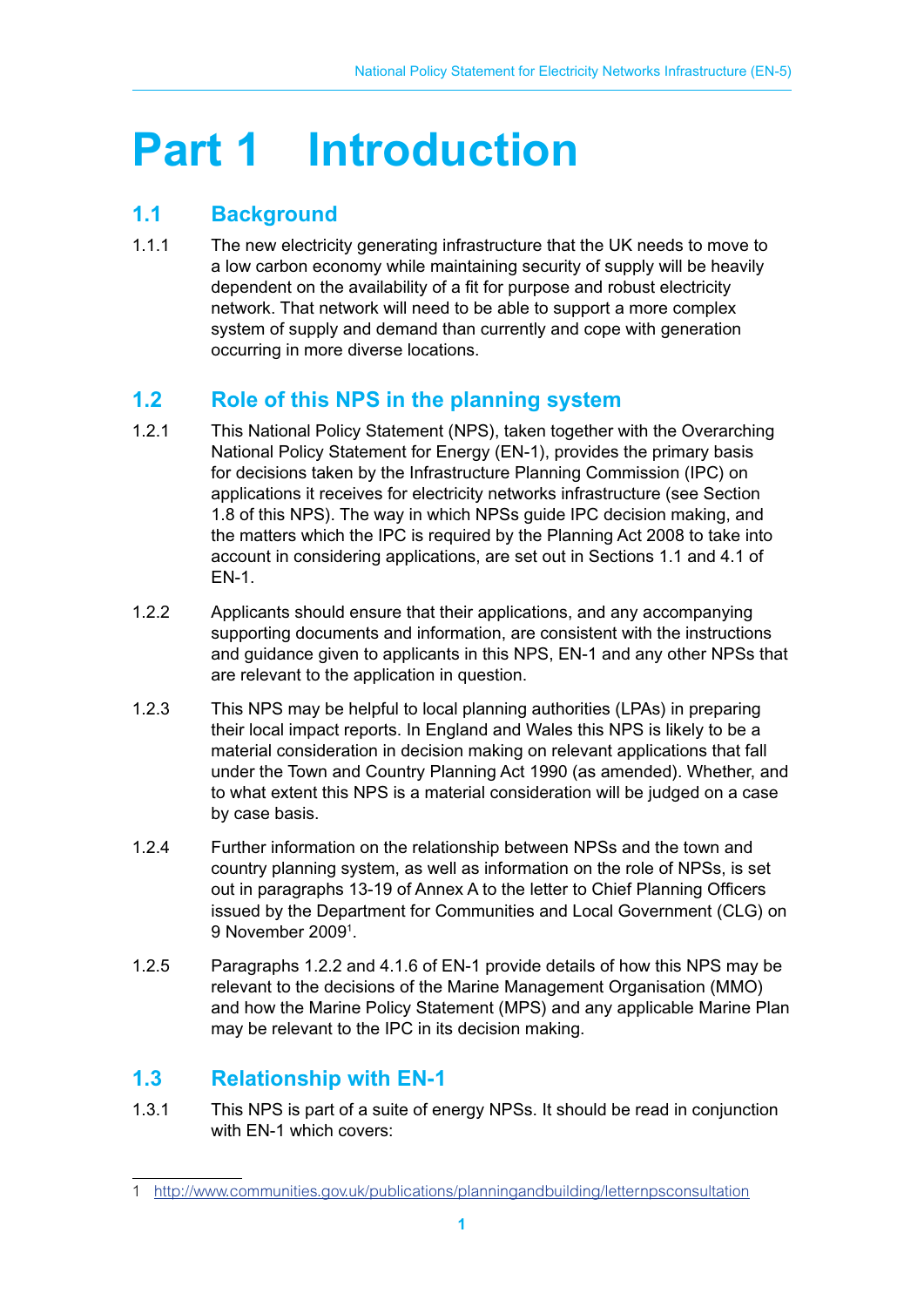# Part 1 Introduction

## 1.1 Background

1.1.1 The new electricity generating infrastructure that the UK needs to move to a low carbon economy while maintaining security of supply will be heavily dependent on the availability of a fit for purpose and robust electricity network. That network will need to be able to support a more complex system of supply and demand than currently and cope with generation occurring in more diverse locations.

## 1.2 Role of this NPS in the planning system

1.2.1 This National Policy Statement (NPS), taken together with the Overarching National Policy Statement for Energy (EN-1), provides the primary basis for decisions taken by the Infrastructure Planning Commission (IPC) on applications it receives for electricity networks infrastructure (see Section 1.8 of this NPS). The way in which NPSs guide IPC decision making, and the matters which the IPC is required by the Planning Act 2008 to take into account in considering applications, are set out in Sections 1.1 and 4.1 of EN-1.

1.2.2 Applicants should ensure that their applications, and any accompanying supporting documents and information, are consistent with the instructions and guidance given to applicants in this NPS, EN-1 and any other NPSs that are relevant to the application in question.

1.2.3 This NPS may be helpful to local planning authorities (LPAs) in preparing their local impact reports. In England and Wales this NPS is likely to be a material consideration in decision making on relevant applications that fall under the Town and Country Planning Act 1990 (as amended). Whether, and to what extent this NPS is a material consideration will be judged on a case by case basis.

1.2.4 Further information on the relationship between NPSs and the town and country planning system, as well as information on the role of NPSs, is set out in paragraphs 13-19 of Annex A to the letter to Chief Planning Officers issued by the Department for Communities and Local Government (CLG) on 9 November 2009[1].

1.2.5 Paragraphs 1.2.2 and 4.1.6 of EN-1 provide details of how this NPS may be relevant to the decisions of the Marine Management Organisation (MMO) and how the Marine Policy Statement (MPS) and any applicable Marine Plan may be relevant to the IPC in its decision making.

## 1.3 Relationship with EN-1

1.3.1 This NPS is part of a suite of energy NPSs. It should be read in conjunction with EN-1 which covers:

---

1 http://www.communities.gov.uk/publications/planningandbuilding/letternpsconsultation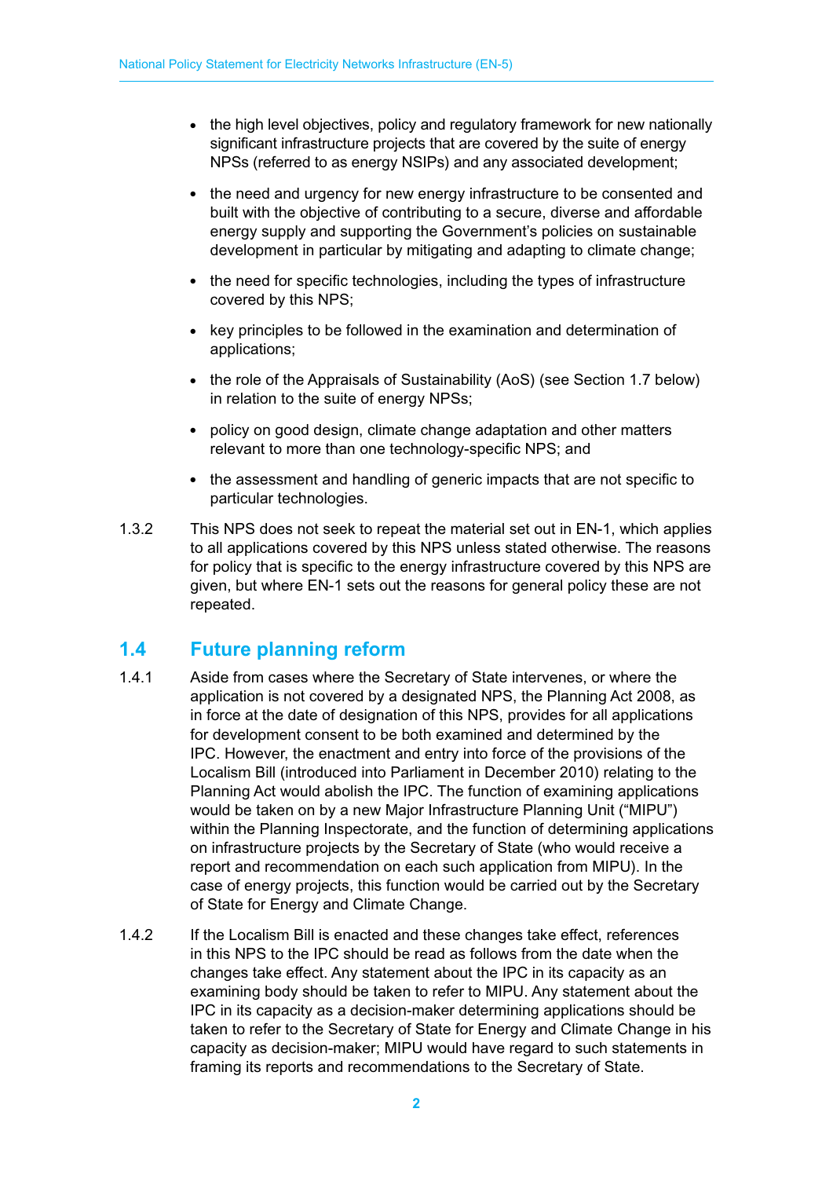- the high level objectives, policy and regulatory framework for new nationally significant infrastructure projects that are covered by the suite of energy NPSs (referred to as energy NSIPs) and any associated development;

- the need and urgency for new energy infrastructure to be consented and built with the objective of contributing to a secure, diverse and affordable energy supply and supporting the Government's policies on sustainable development in particular by mitigating and adapting to climate change;

- the need for specific technologies, including the types of infrastructure covered by this NPS;

- key principles to be followed in the examination and determination of applications;

- the role of the Appraisals of Sustainability (AoS) (see Section 1.7 below) in relation to the suite of energy NPSs;

- policy on good design, climate change adaptation and other matters relevant to more than one technology-specific NPS; and

- the assessment and handling of generic impacts that are not specific to particular technologies.

1.3.2 This NPS does not seek to repeat the material set out in EN-1, which applies to all applications covered by this NPS unless stated otherwise. The reasons for policy that is specific to the energy infrastructure covered by this NPS are given, but where EN-1 sets out the reasons for general policy these are not repeated.

## 1.4 Future planning reform

1.4.1 Aside from cases where the Secretary of State intervenes, or where the application is not covered by a designated NPS, the Planning Act 2008, as in force at the date of designation of this NPS, provides for all applications for development consent to be both examined and determined by the IPC. However, the enactment and entry into force of the provisions of the Localism Bill (introduced into Parliament in December 2010) relating to the Planning Act would abolish the IPC. The function of examining applications would be taken on by a new Major Infrastructure Planning Unit ("MIPU") within the Planning Inspectorate, and the function of determining applications on infrastructure projects by the Secretary of State (who would receive a report and recommendation on each such application from MIPU). In the case of energy projects, this function would be carried out by the Secretary of State for Energy and Climate Change.

1.4.2 If the Localism Bill is enacted and these changes take effect, references in this NPS to the IPC should be read as follows from the date when the changes take effect. Any statement about the IPC in its capacity as an examining body should be taken to refer to MIPU. Any statement about the IPC in its capacity as a decision-maker determining applications should be taken to refer to the Secretary of State for Energy and Climate Change in his capacity as decision-maker; MIPU would have regard to such statements in framing its reports and recommendations to the Secretary of State.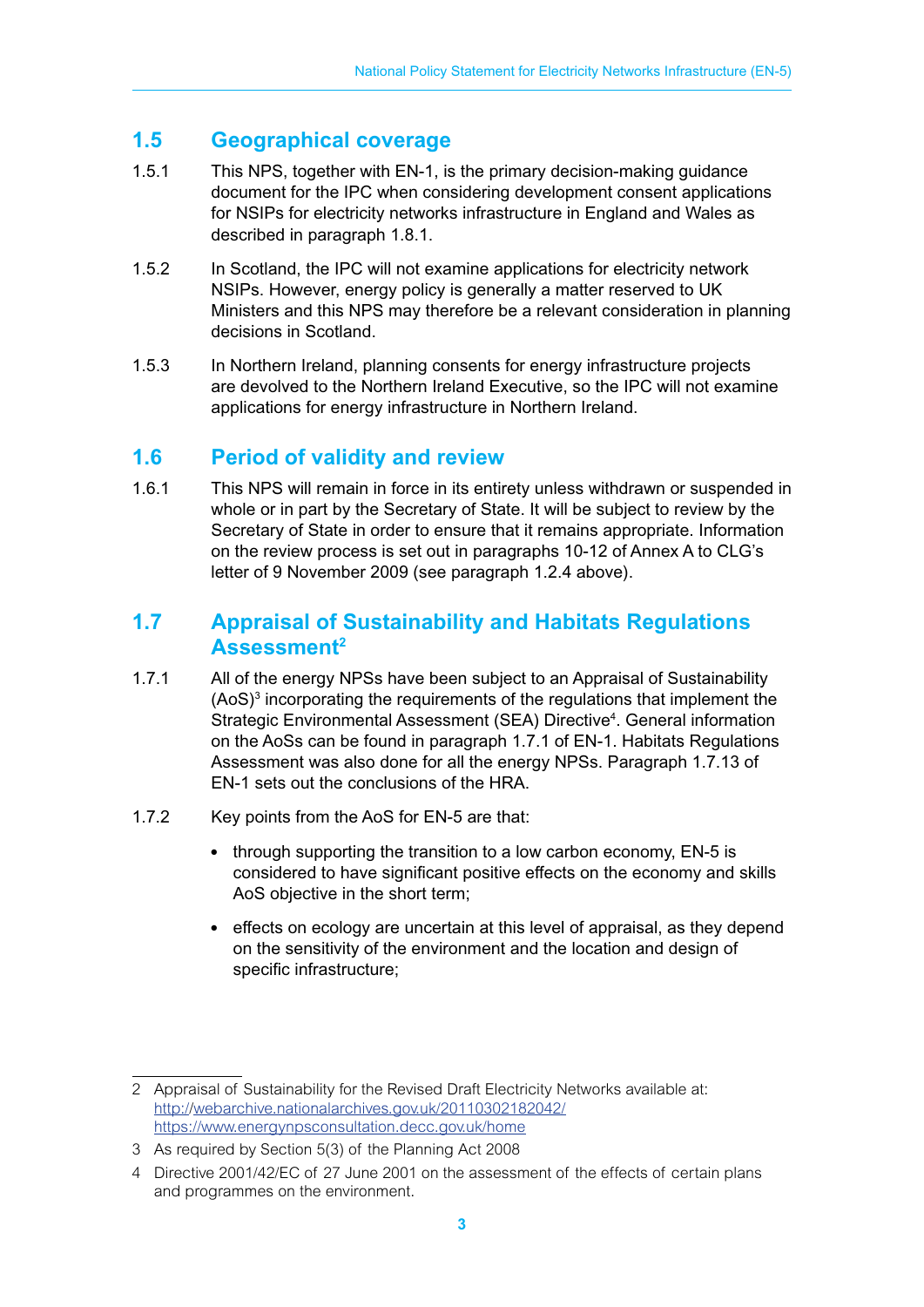## 1.5 Geographical coverage

1.5.1 This NPS, together with EN-1, is the primary decision-making guidance document for the IPC when considering development consent applications for NSIPs for electricity networks infrastructure in England and Wales as described in paragraph 1.8.1.

1.5.2 In Scotland, the IPC will not examine applications for electricity network NSIPs. However, energy policy is generally a matter reserved to UK Ministers and this NPS may therefore be a relevant consideration in planning decisions in Scotland.

1.5.3 In Northern Ireland, planning consents for energy infrastructure projects are devolved to the Northern Ireland Executive, so the IPC will not examine applications for energy infrastructure in Northern Ireland.

## 1.6 Period of validity and review

1.6.1 This NPS will remain in force in its entirety unless withdrawn or suspended in whole or in part by the Secretary of State. It will be subject to review by the Secretary of State in order to ensure that it remains appropriate. Information on the review process is set out in paragraphs 10-12 of Annex A to CLG's letter of 9 November 2009 (see paragraph 1.2.4 above).

## 1.7 Appraisal of Sustainability and Habitats Regulations Assessment[2]

1.7.1 All of the energy NPSs have been subject to an Appraisal of Sustainability (AoS)[3] incorporating the requirements of the regulations that implement the Strategic Environmental Assessment (SEA) Directive[4]. General information on the AoSs can be found in paragraph 1.7.1 of EN-1. Habitats Regulations Assessment was also done for all the energy NPSs. Paragraph 1.7.13 of EN-1 sets out the conclusions of the HRA.

1.7.2 Key points from the AoS for EN-5 are that:

- through supporting the transition to a low carbon economy, EN-5 is considered to have significant positive effects on the economy and skills AoS objective in the short term;
- effects on ecology are uncertain at this level of appraisal, as they depend on the sensitivity of the environment and the location and design of specific infrastructure;

---

2 Appraisal of Sustainability for the Revised Draft Electricity Networks available at: http://webarchive.nationalarchives.gov.uk/20110302182042/ https://www.energynpsconsultation.decc.gov.uk/home

3 As required by Section 5(3) of the Planning Act 2008

4 Directive 2001/42/EC of 27 June 2001 on the assessment of the effects of certain plans and programmes on the environment.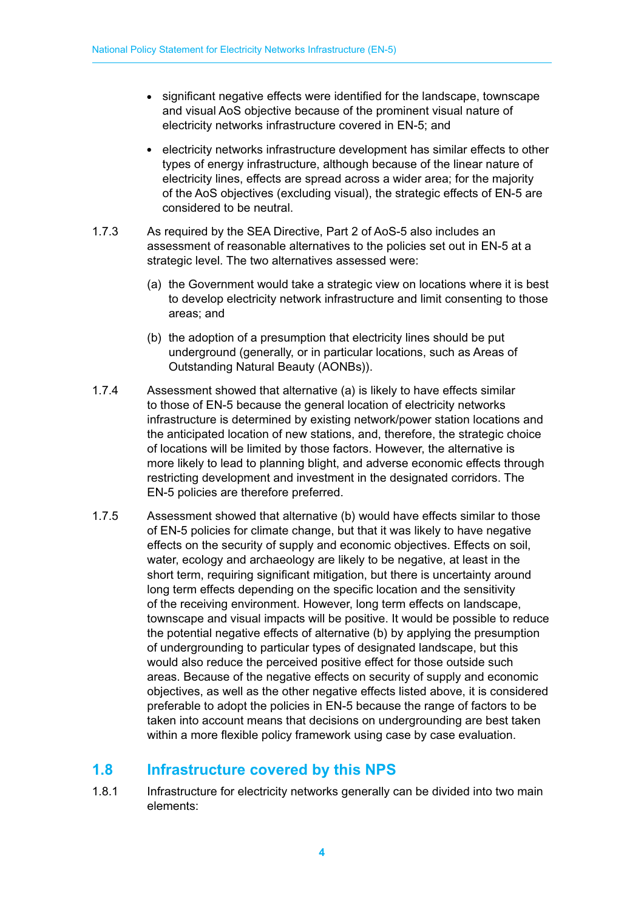- significant negative effects were identified for the landscape, townscape and visual AoS objective because of the prominent visual nature of electricity networks infrastructure covered in EN-5; and
- electricity networks infrastructure development has similar effects to other types of energy infrastructure, although because of the linear nature of electricity lines, effects are spread across a wider area; for the majority of the AoS objectives (excluding visual), the strategic effects of EN-5 are considered to be neutral.

1.7.3 As required by the SEA Directive, Part 2 of AoS-5 also includes an assessment of reasonable alternatives to the policies set out in EN-5 at a strategic level. The two alternatives assessed were:

(a) the Government would take a strategic view on locations where it is best to develop electricity network infrastructure and limit consenting to those areas; and

(b) the adoption of a presumption that electricity lines should be put underground (generally, or in particular locations, such as Areas of Outstanding Natural Beauty (AONBs)).

1.7.4 Assessment showed that alternative (a) is likely to have effects similar to those of EN-5 because the general location of electricity networks infrastructure is determined by existing network/power station locations and the anticipated location of new stations, and, therefore, the strategic choice of locations will be limited by those factors. However, the alternative is more likely to lead to planning blight, and adverse economic effects through restricting development and investment in the designated corridors. The EN-5 policies are therefore preferred.

1.7.5 Assessment showed that alternative (b) would have effects similar to those of EN-5 policies for climate change, but that it was likely to have negative effects on the security of supply and economic objectives. Effects on soil, water, ecology and archaeology are likely to be negative, at least in the short term, requiring significant mitigation, but there is uncertainty around long term effects depending on the specific location and the sensitivity of the receiving environment. However, long term effects on landscape, townscape and visual impacts will be positive. It would be possible to reduce the potential negative effects of alternative (b) by applying the presumption of undergrounding to particular types of designated landscape, but this would also reduce the perceived positive effect for those outside such areas. Because of the negative effects on security of supply and economic objectives, as well as the other negative effects listed above, it is considered preferable to adopt the policies in EN-5 because the range of factors to be taken into account means that decisions on undergrounding are best taken within a more flexible policy framework using case by case evaluation.

## 1.8 Infrastructure covered by this NPS

1.8.1 Infrastructure for electricity networks generally can be divided into two main elements: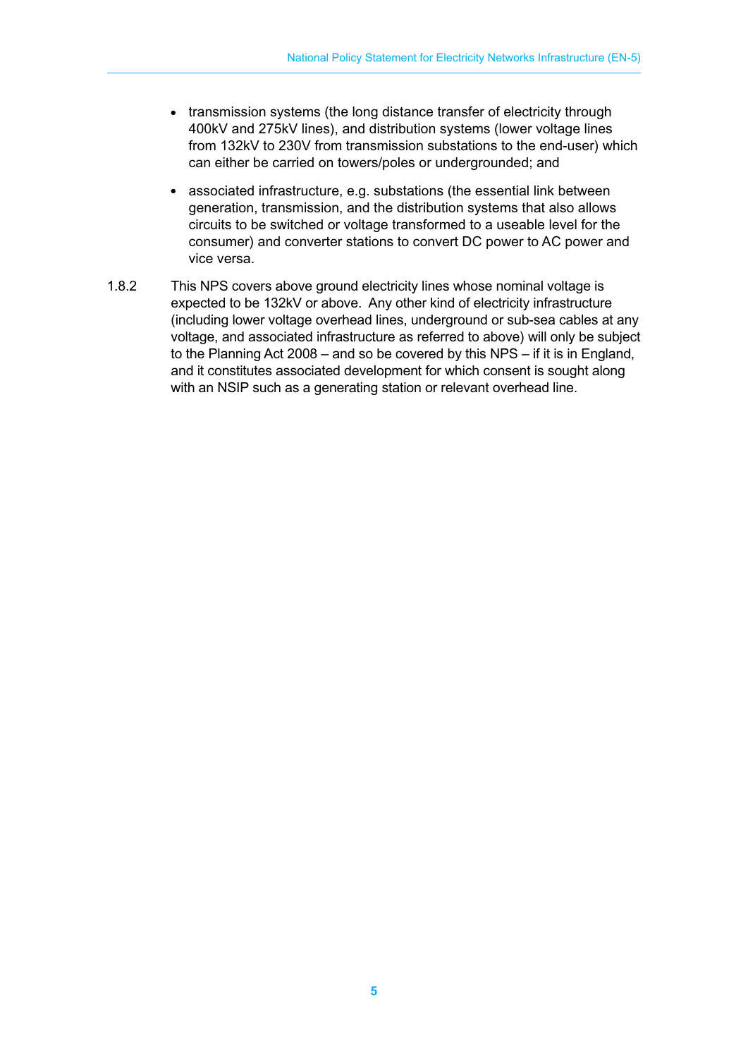- transmission systems (the long distance transfer of electricity through 400kV and 275kV lines), and distribution systems (lower voltage lines from 132kV to 230V from transmission substations to the end-user) which can either be carried on towers/poles or undergrounded; and
- associated infrastructure, e.g. substations (the essential link between generation, transmission, and the distribution systems that also allows circuits to be switched or voltage transformed to a useable level for the consumer) and converter stations to convert DC power to AC power and vice versa.

1.8.2 This NPS covers above ground electricity lines whose nominal voltage is expected to be 132kV or above. Any other kind of electricity infrastructure (including lower voltage overhead lines, underground or sub-sea cables at any voltage, and associated infrastructure as referred to above) will only be subject to the Planning Act 2008 – and so be covered by this NPS – if it is in England, and it constitutes associated development for which consent is sought along with an NSIP such as a generating station or relevant overhead line.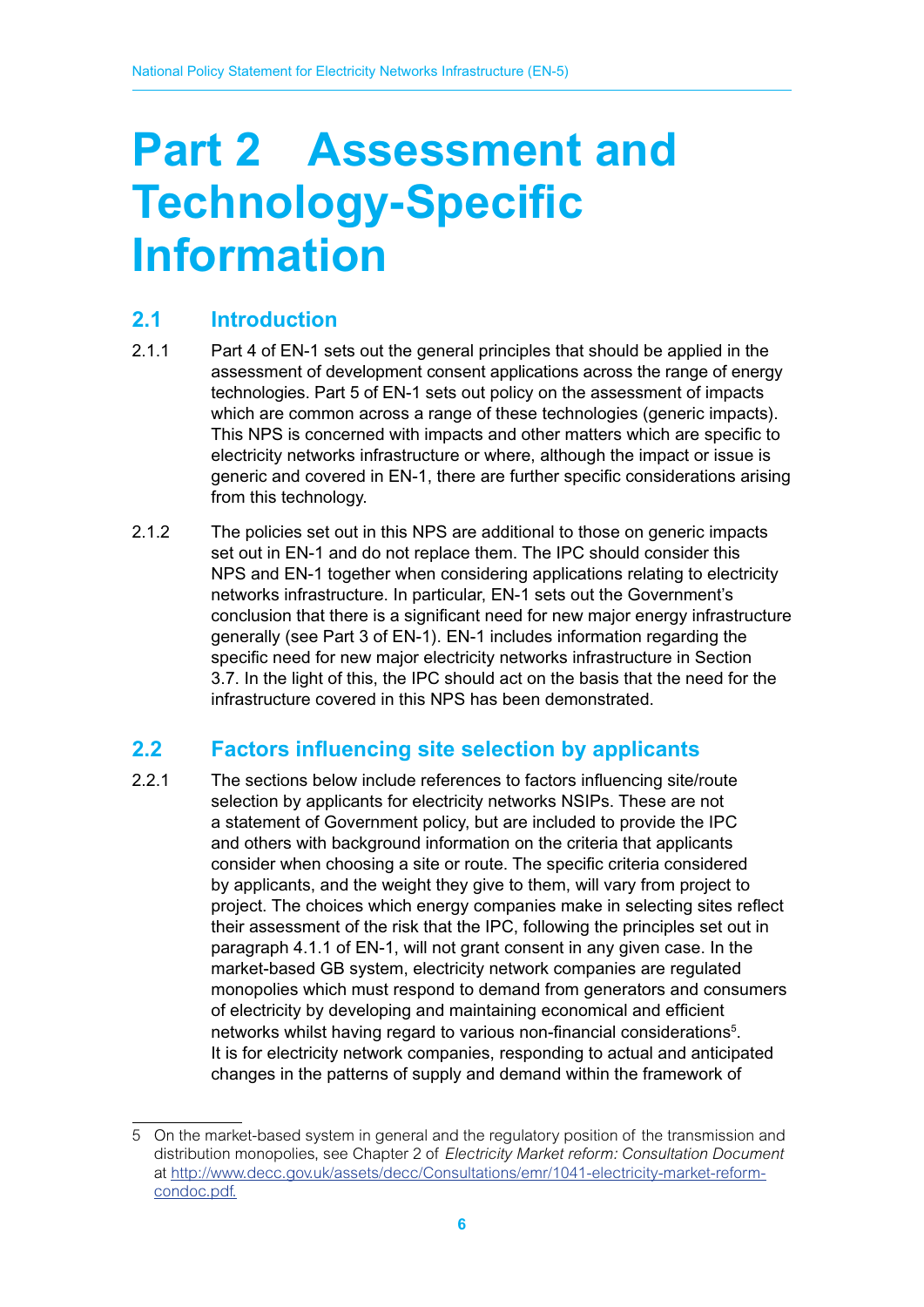# Part 2 Assessment and Technology-Specific Information

## 2.1 Introduction

2.1.1 Part 4 of EN-1 sets out the general principles that should be applied in the assessment of development consent applications across the range of energy technologies. Part 5 of EN-1 sets out policy on the assessment of impacts which are common across a range of these technologies (generic impacts). This NPS is concerned with impacts and other matters which are specific to electricity networks infrastructure or where, although the impact or issue is generic and covered in EN-1, there are further specific considerations arising from this technology.

2.1.2 The policies set out in this NPS are additional to those on generic impacts set out in EN-1 and do not replace them. The IPC should consider this NPS and EN-1 together when considering applications relating to electricity networks infrastructure. In particular, EN-1 sets out the Government's conclusion that there is a significant need for new major energy infrastructure generally (see Part 3 of EN-1). EN-1 includes information regarding the specific need for new major electricity networks infrastructure in Section 3.7. In the light of this, the IPC should act on the basis that the need for the infrastructure covered in this NPS has been demonstrated.

## 2.2 Factors influencing site selection by applicants

2.2.1 The sections below include references to factors influencing site/route selection by applicants for electricity networks NSIPs. These are not a statement of Government policy, but are included to provide the IPC and others with background information on the criteria that applicants consider when choosing a site or route. The specific criteria considered by applicants, and the weight they give to them, will vary from project to project. The choices which energy companies make in selecting sites reflect their assessment of the risk that the IPC, following the principles set out in paragraph 4.1.1 of EN-1, will not grant consent in any given case. In the market-based GB system, electricity network companies are regulated monopolies which must respond to demand from generators and consumers of electricity by developing and maintaining economical and efficient networks whilst having regard to various non-financial considerations[5]. It is for electricity network companies, responding to actual and anticipated changes in the patterns of supply and demand within the framework of

---

5 On the market-based system in general and the regulatory position of the transmission and distribution monopolies, see Chapter 2 of *Electricity Market reform: Consultation Document* at http://www.decc.gov.uk/assets/decc/Consultations/emr/1041-electricity-market-reform-condoc.pdf.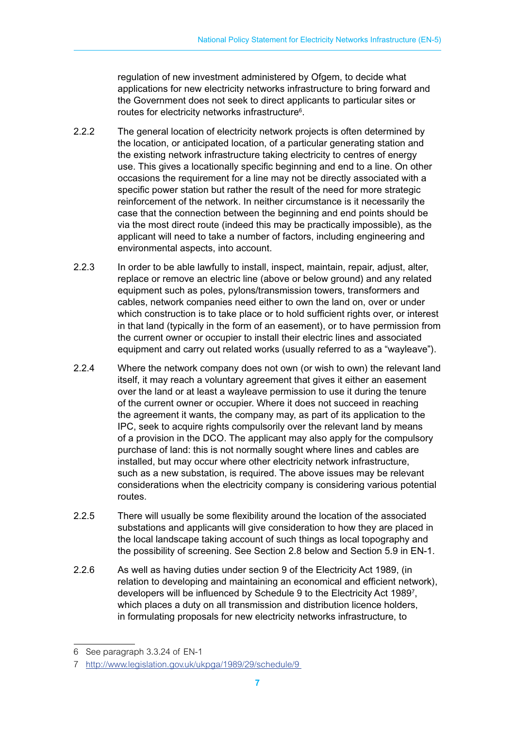regulation of new investment administered by Ofgem, to decide what applications for new electricity networks infrastructure to bring forward and the Government does not seek to direct applicants to particular sites or routes for electricity networks infrastructure[6].

2.2.2 The general location of electricity network projects is often determined by the location, or anticipated location, of a particular generating station and the existing network infrastructure taking electricity to centres of energy use. This gives a locationally specific beginning and end to a line. On other occasions the requirement for a line may not be directly associated with a specific power station but rather the result of the need for more strategic reinforcement of the network. In neither circumstance is it necessarily the case that the connection between the beginning and end points should be via the most direct route (indeed this may be practically impossible), as the applicant will need to take a number of factors, including engineering and environmental aspects, into account.

2.2.3 In order to be able lawfully to install, inspect, maintain, repair, adjust, alter, replace or remove an electric line (above or below ground) and any related equipment such as poles, pylons/transmission towers, transformers and cables, network companies need either to own the land on, over or under which construction is to take place or to hold sufficient rights over, or interest in that land (typically in the form of an easement), or to have permission from the current owner or occupier to install their electric lines and associated equipment and carry out related works (usually referred to as a "wayleave").

2.2.4 Where the network company does not own (or wish to own) the relevant land itself, it may reach a voluntary agreement that gives it either an easement over the land or at least a wayleave permission to use it during the tenure of the current owner or occupier. Where it does not succeed in reaching the agreement it wants, the company may, as part of its application to the IPC, seek to acquire rights compulsorily over the relevant land by means of a provision in the DCO. The applicant may also apply for the compulsory purchase of land: this is not normally sought where lines and cables are installed, but may occur where other electricity network infrastructure, such as a new substation, is required. The above issues may be relevant considerations when the electricity company is considering various potential routes.

2.2.5 There will usually be some flexibility around the location of the associated substations and applicants will give consideration to how they are placed in the local landscape taking account of such things as local topography and the possibility of screening. See Section 2.8 below and Section 5.9 in EN-1.

2.2.6 As well as having duties under section 9 of the Electricity Act 1989, (in relation to developing and maintaining an economical and efficient network), developers will be influenced by Schedule 9 to the Electricity Act 1989[7], which places a duty on all transmission and distribution licence holders, in formulating proposals for new electricity networks infrastructure, to

---

6 See paragraph 3.3.24 of EN-1

7 http://www.legislation.gov.uk/ukpga/1989/29/schedule/9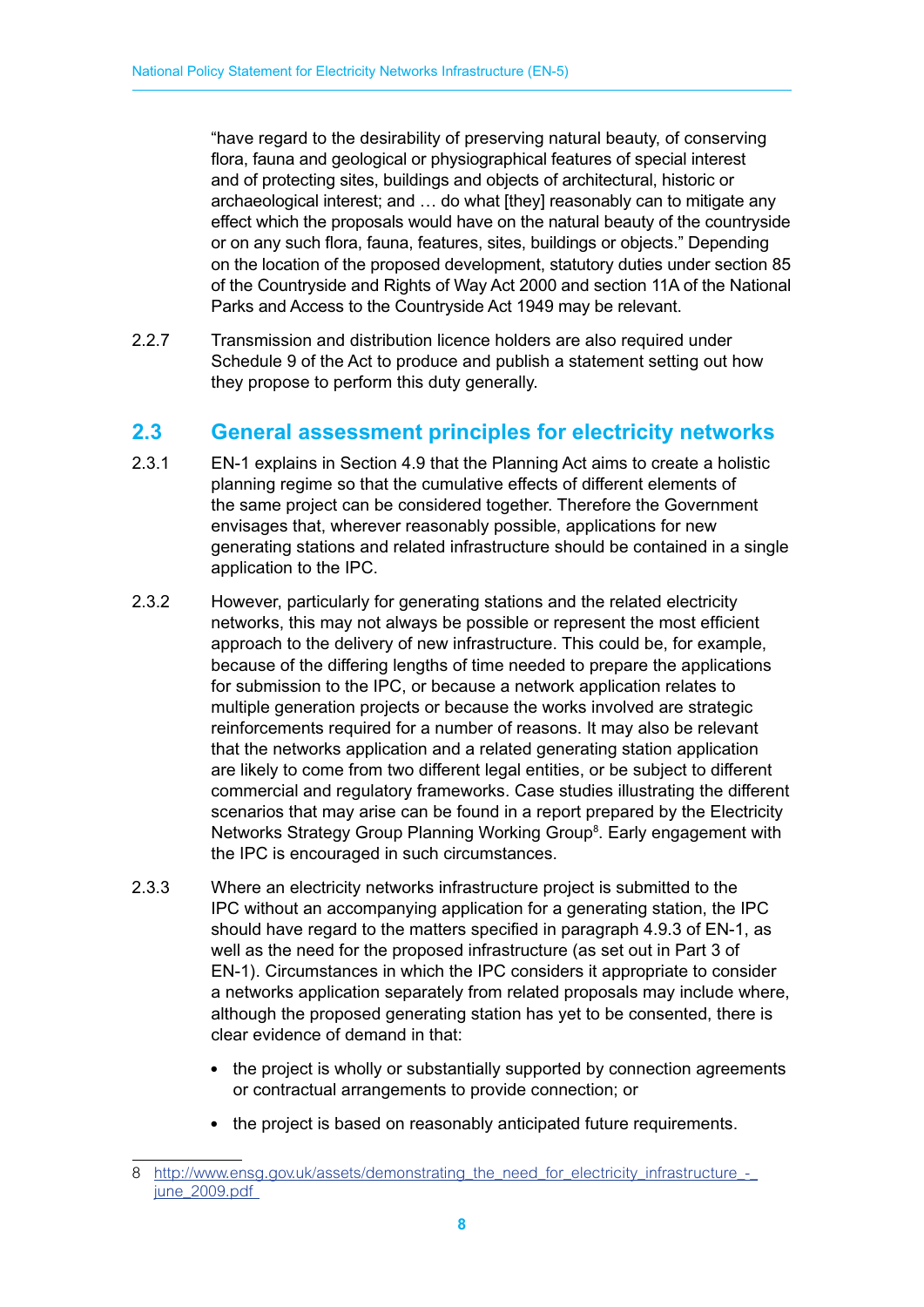"have regard to the desirability of preserving natural beauty, of conserving flora, fauna and geological or physiographical features of special interest and of protecting sites, buildings and objects of architectural, historic or archaeological interest; and … do what [they] reasonably can to mitigate any effect which the proposals would have on the natural beauty of the countryside or on any such flora, fauna, features, sites, buildings or objects." Depending on the location of the proposed development, statutory duties under section 85 of the Countryside and Rights of Way Act 2000 and section 11A of the National Parks and Access to the Countryside Act 1949 may be relevant.

2.2.7 Transmission and distribution licence holders are also required under Schedule 9 of the Act to produce and publish a statement setting out how they propose to perform this duty generally.

## 2.3 General assessment principles for electricity networks

2.3.1 EN-1 explains in Section 4.9 that the Planning Act aims to create a holistic planning regime so that the cumulative effects of different elements of the same project can be considered together. Therefore the Government envisages that, wherever reasonably possible, applications for new generating stations and related infrastructure should be contained in a single application to the IPC.

2.3.2 However, particularly for generating stations and the related electricity networks, this may not always be possible or represent the most efficient approach to the delivery of new infrastructure. This could be, for example, because of the differing lengths of time needed to prepare the applications for submission to the IPC, or because a network application relates to multiple generation projects or because the works involved are strategic reinforcements required for a number of reasons. It may also be relevant that the networks application and a related generating station application are likely to come from two different legal entities, or be subject to different commercial and regulatory frameworks. Case studies illustrating the different scenarios that may arise can be found in a report prepared by the Electricity Networks Strategy Group Planning Working Group[8]. Early engagement with the IPC is encouraged in such circumstances.

2.3.3 Where an electricity networks infrastructure project is submitted to the IPC without an accompanying application for a generating station, the IPC should have regard to the matters specified in paragraph 4.9.3 of EN-1, as well as the need for the proposed infrastructure (as set out in Part 3 of EN-1). Circumstances in which the IPC considers it appropriate to consider a networks application separately from related proposals may include where, although the proposed generating station has yet to be consented, there is clear evidence of demand in that:

- the project is wholly or substantially supported by connection agreements or contractual arrangements to provide connection; or
- the project is based on reasonably anticipated future requirements.

---

8 http://www.ensg.gov.uk/assets/demonstrating_the_need_for_electricity_infrastructure_-_june_2009.pdf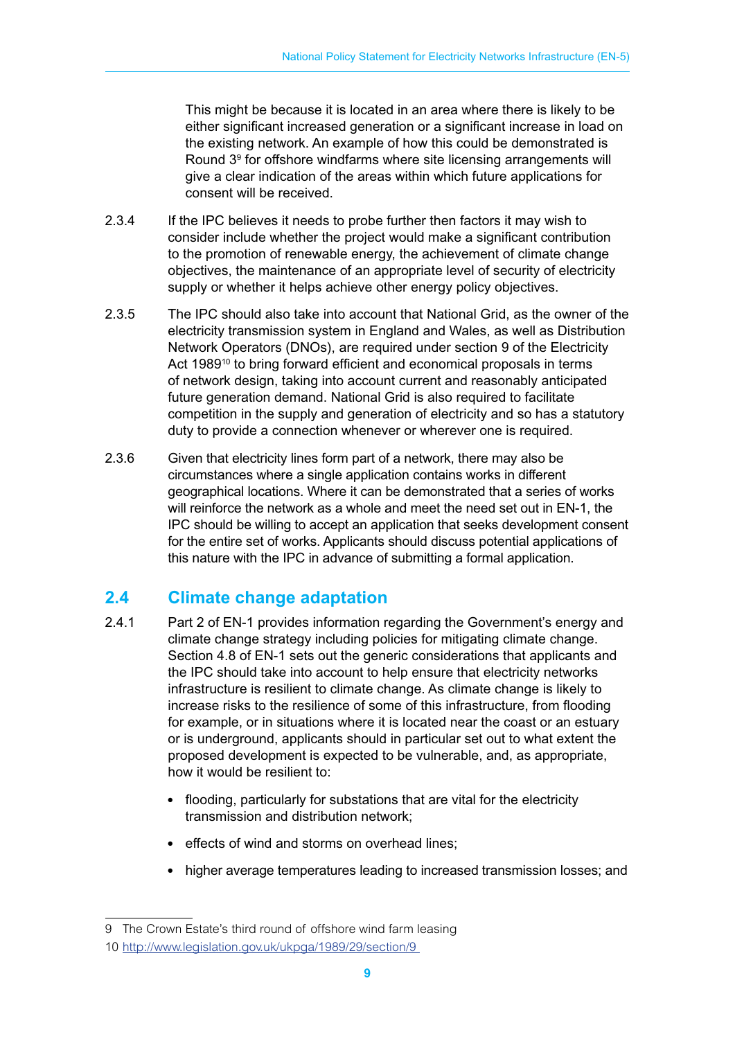This might be because it is located in an area where there is likely to be either significant increased generation or a significant increase in load on the existing network. An example of how this could be demonstrated is Round 3[9] for offshore windfarms where site licensing arrangements will give a clear indication of the areas within which future applications for consent will be received.

2.3.4 If the IPC believes it needs to probe further then factors it may wish to consider include whether the project would make a significant contribution to the promotion of renewable energy, the achievement of climate change objectives, the maintenance of an appropriate level of security of electricity supply or whether it helps achieve other energy policy objectives.

2.3.5 The IPC should also take into account that National Grid, as the owner of the electricity transmission system in England and Wales, as well as Distribution Network Operators (DNOs), are required under section 9 of the Electricity Act 1989[10] to bring forward efficient and economical proposals in terms of network design, taking into account current and reasonably anticipated future generation demand. National Grid is also required to facilitate competition in the supply and generation of electricity and so has a statutory duty to provide a connection whenever or wherever one is required.

2.3.6 Given that electricity lines form part of a network, there may also be circumstances where a single application contains works in different geographical locations. Where it can be demonstrated that a series of works will reinforce the network as a whole and meet the need set out in EN-1, the IPC should be willing to accept an application that seeks development consent for the entire set of works. Applicants should discuss potential applications of this nature with the IPC in advance of submitting a formal application.

## 2.4 Climate change adaptation

2.4.1 Part 2 of EN-1 provides information regarding the Government's energy and climate change strategy including policies for mitigating climate change. Section 4.8 of EN-1 sets out the generic considerations that applicants and the IPC should take into account to help ensure that electricity networks infrastructure is resilient to climate change. As climate change is likely to increase risks to the resilience of some of this infrastructure, from flooding for example, or in situations where it is located near the coast or an estuary or is underground, applicants should in particular set out to what extent the proposed development is expected to be vulnerable, and, as appropriate, how it would be resilient to:

- flooding, particularly for substations that are vital for the electricity transmission and distribution network;
- effects of wind and storms on overhead lines;
- higher average temperatures leading to increased transmission losses; and

---

9 The Crown Estate's third round of offshore wind farm leasing

10 http://www.legislation.gov.uk/ukpga/1989/29/section/9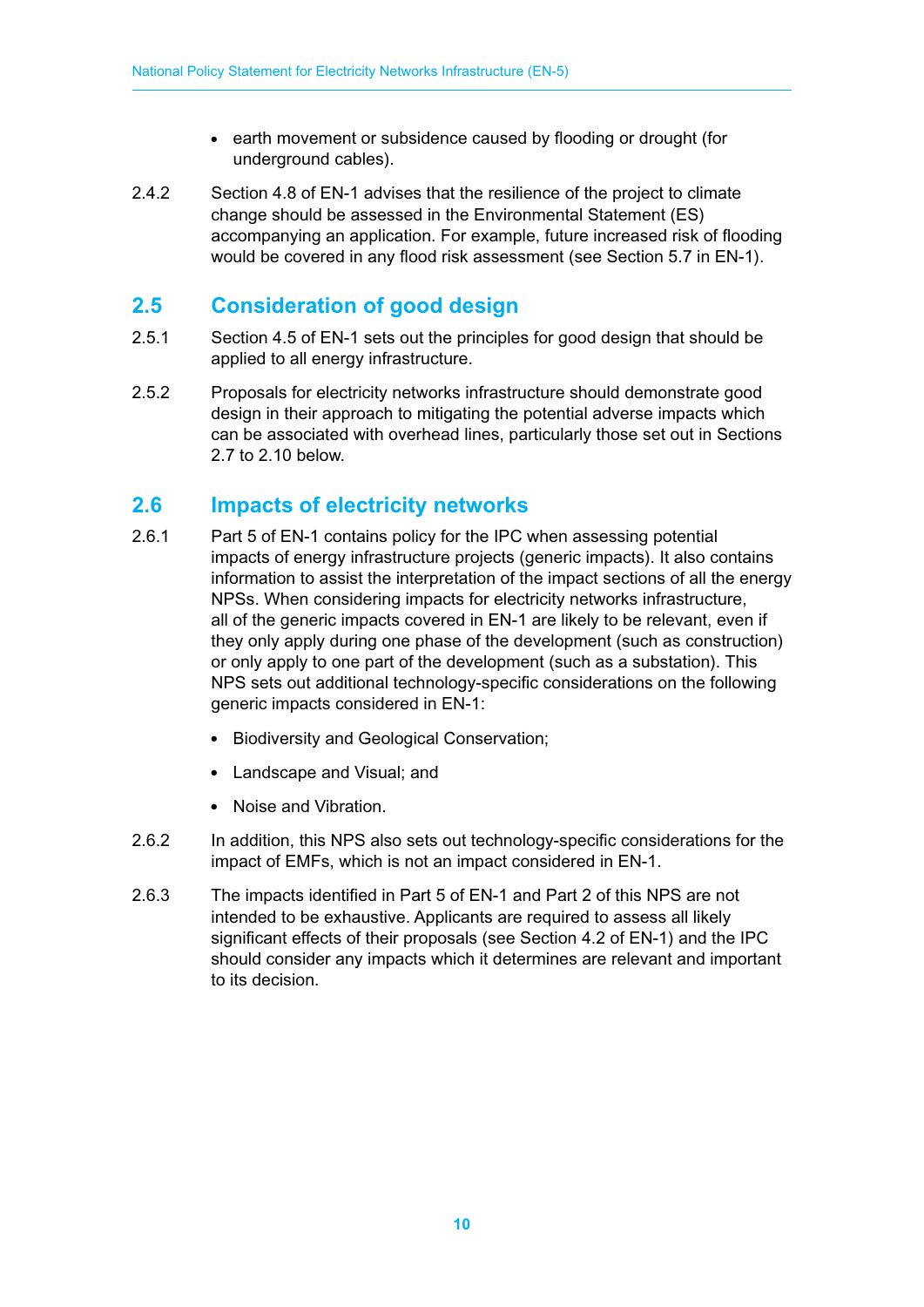- earth movement or subsidence caused by flooding or drought (for underground cables).

2.4.2 Section 4.8 of EN-1 advises that the resilience of the project to climate change should be assessed in the Environmental Statement (ES) accompanying an application. For example, future increased risk of flooding would be covered in any flood risk assessment (see Section 5.7 in EN-1).

## 2.5 Consideration of good design

2.5.1 Section 4.5 of EN-1 sets out the principles for good design that should be applied to all energy infrastructure.

2.5.2 Proposals for electricity networks infrastructure should demonstrate good design in their approach to mitigating the potential adverse impacts which can be associated with overhead lines, particularly those set out in Sections 2.7 to 2.10 below.

## 2.6 Impacts of electricity networks

2.6.1 Part 5 of EN-1 contains policy for the IPC when assessing potential impacts of energy infrastructure projects (generic impacts). It also contains information to assist the interpretation of the impact sections of all the energy NPSs. When considering impacts for electricity networks infrastructure, all of the generic impacts covered in EN-1 are likely to be relevant, even if they only apply during one phase of the development (such as construction) or only apply to one part of the development (such as a substation). This NPS sets out additional technology-specific considerations on the following generic impacts considered in EN-1:

- Biodiversity and Geological Conservation;
- Landscape and Visual; and
- Noise and Vibration.

2.6.2 In addition, this NPS also sets out technology-specific considerations for the impact of EMFs, which is not an impact considered in EN-1.

2.6.3 The impacts identified in Part 5 of EN-1 and Part 2 of this NPS are not intended to be exhaustive. Applicants are required to assess all likely significant effects of their proposals (see Section 4.2 of EN-1) and the IPC should consider any impacts which it determines are relevant and important to its decision.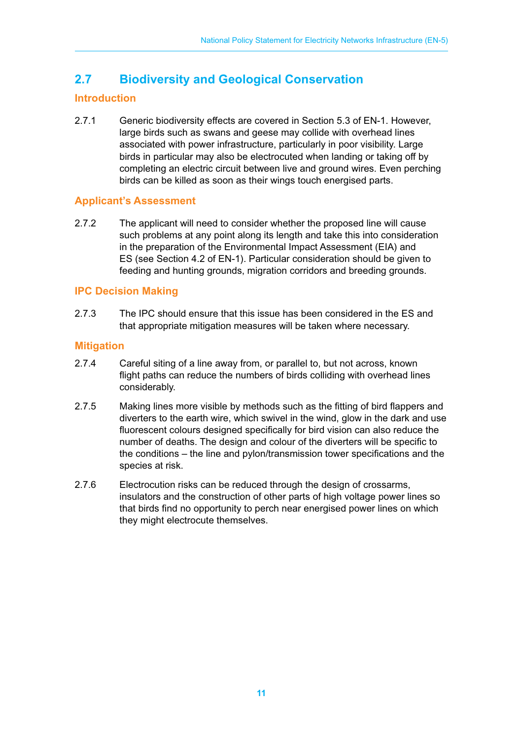## 2.7 Biodiversity and Geological Conservation

### Introduction

2.7.1 Generic biodiversity effects are covered in Section 5.3 of EN-1. However, large birds such as swans and geese may collide with overhead lines associated with power infrastructure, particularly in poor visibility. Large birds in particular may also be electrocuted when landing or taking off by completing an electric circuit between live and ground wires. Even perching birds can be killed as soon as their wings touch energised parts.

### Applicant's Assessment

2.7.2 The applicant will need to consider whether the proposed line will cause such problems at any point along its length and take this into consideration in the preparation of the Environmental Impact Assessment (EIA) and ES (see Section 4.2 of EN-1). Particular consideration should be given to feeding and hunting grounds, migration corridors and breeding grounds.

### IPC Decision Making

2.7.3 The IPC should ensure that this issue has been considered in the ES and that appropriate mitigation measures will be taken where necessary.

### Mitigation

2.7.4 Careful siting of a line away from, or parallel to, but not across, known flight paths can reduce the numbers of birds colliding with overhead lines considerably.

2.7.5 Making lines more visible by methods such as the fitting of bird flappers and diverters to the earth wire, which swivel in the wind, glow in the dark and use fluorescent colours designed specifically for bird vision can also reduce the number of deaths. The design and colour of the diverters will be specific to the conditions – the line and pylon/transmission tower specifications and the species at risk.

2.7.6 Electrocution risks can be reduced through the design of crossarms, insulators and the construction of other parts of high voltage power lines so that birds find no opportunity to perch near energised power lines on which they might electrocute themselves.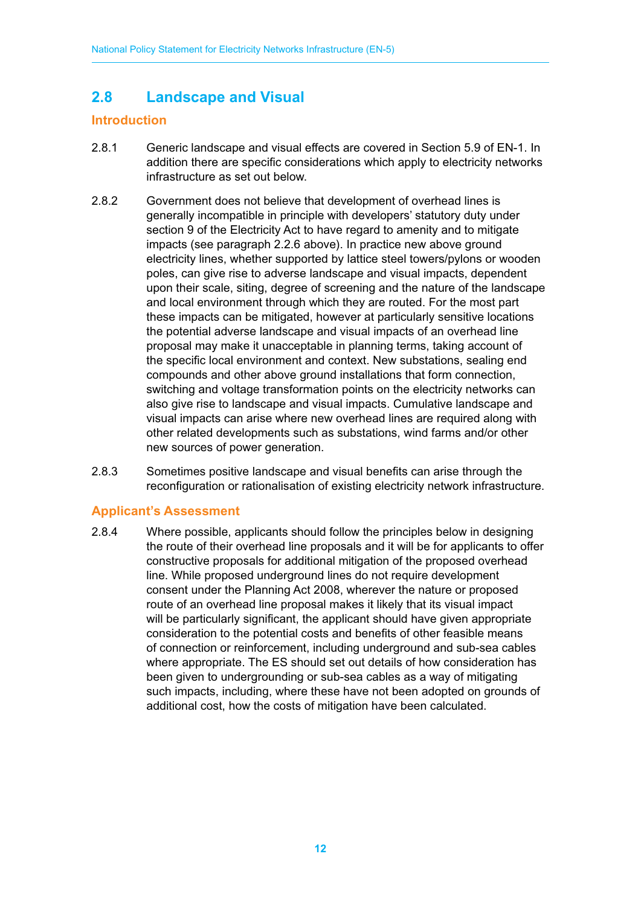## 2.8 Landscape and Visual

### Introduction

2.8.1 Generic landscape and visual effects are covered in Section 5.9 of EN-1. In addition there are specific considerations which apply to electricity networks infrastructure as set out below.

2.8.2 Government does not believe that development of overhead lines is generally incompatible in principle with developers' statutory duty under section 9 of the Electricity Act to have regard to amenity and to mitigate impacts (see paragraph 2.2.6 above). In practice new above ground electricity lines, whether supported by lattice steel towers/pylons or wooden poles, can give rise to adverse landscape and visual impacts, dependent upon their scale, siting, degree of screening and the nature of the landscape and local environment through which they are routed. For the most part these impacts can be mitigated, however at particularly sensitive locations the potential adverse landscape and visual impacts of an overhead line proposal may make it unacceptable in planning terms, taking account of the specific local environment and context. New substations, sealing end compounds and other above ground installations that form connection, switching and voltage transformation points on the electricity networks can also give rise to landscape and visual impacts. Cumulative landscape and visual impacts can arise where new overhead lines are required along with other related developments such as substations, wind farms and/or other new sources of power generation.

2.8.3 Sometimes positive landscape and visual benefits can arise through the reconfiguration or rationalisation of existing electricity network infrastructure.

### Applicant's Assessment

2.8.4 Where possible, applicants should follow the principles below in designing the route of their overhead line proposals and it will be for applicants to offer constructive proposals for additional mitigation of the proposed overhead line. While proposed underground lines do not require development consent under the Planning Act 2008, wherever the nature or proposed route of an overhead line proposal makes it likely that its visual impact will be particularly significant, the applicant should have given appropriate consideration to the potential costs and benefits of other feasible means of connection or reinforcement, including underground and sub-sea cables where appropriate. The ES should set out details of how consideration has been given to undergrounding or sub-sea cables as a way of mitigating such impacts, including, where these have not been adopted on grounds of additional cost, how the costs of mitigation have been calculated.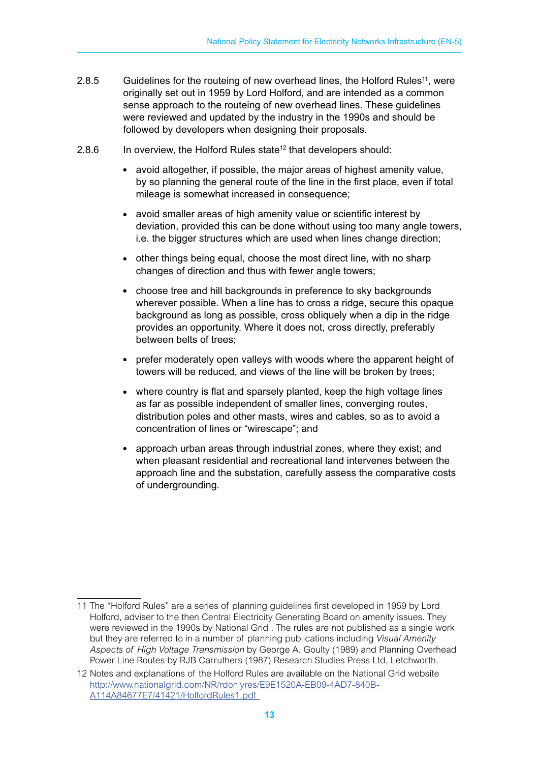2.8.5 Guidelines for the routeing of new overhead lines, the Holford Rules[11], were originally set out in 1959 by Lord Holford, and are intended as a common sense approach to the routeing of new overhead lines. These guidelines were reviewed and updated by the industry in the 1990s and should be followed by developers when designing their proposals.

2.8.6 In overview, the Holford Rules state[12] that developers should:

- avoid altogether, if possible, the major areas of highest amenity value, by so planning the general route of the line in the first place, even if total mileage is somewhat increased in consequence;
- avoid smaller areas of high amenity value or scientific interest by deviation, provided this can be done without using too many angle towers, i.e. the bigger structures which are used when lines change direction;
- other things being equal, choose the most direct line, with no sharp changes of direction and thus with fewer angle towers;
- choose tree and hill backgrounds in preference to sky backgrounds wherever possible. When a line has to cross a ridge, secure this opaque background as long as possible, cross obliquely when a dip in the ridge provides an opportunity. Where it does not, cross directly, preferably between belts of trees;
- prefer moderately open valleys with woods where the apparent height of towers will be reduced, and views of the line will be broken by trees;
- where country is flat and sparsely planted, keep the high voltage lines as far as possible independent of smaller lines, converging routes, distribution poles and other masts, wires and cables, so as to avoid a concentration of lines or "wirescape"; and
- approach urban areas through industrial zones, where they exist; and when pleasant residential and recreational land intervenes between the approach line and the substation, carefully assess the comparative costs of undergrounding.

---

11 The "Holford Rules" are a series of planning guidelines first developed in 1959 by Lord Holford, adviser to the then Central Electricity Generating Board on amenity issues. They were reviewed in the 1990s by National Grid . The rules are not published as a single work but they are referred to in a number of planning publications including *Visual Amenity Aspects of High Voltage Transmission* by George A. Goulty (1989) and Planning Overhead Power Line Routes by RJB Carruthers (1987) Research Studies Press Ltd, Letchworth.

12 Notes and explanations of the Holford Rules are available on the National Grid website http://www.nationalgrid.com/NR/rdonlyres/E9E1520A-EB09-4AD7-840B-A114A84677E7/41421/HolfordRules1.pdf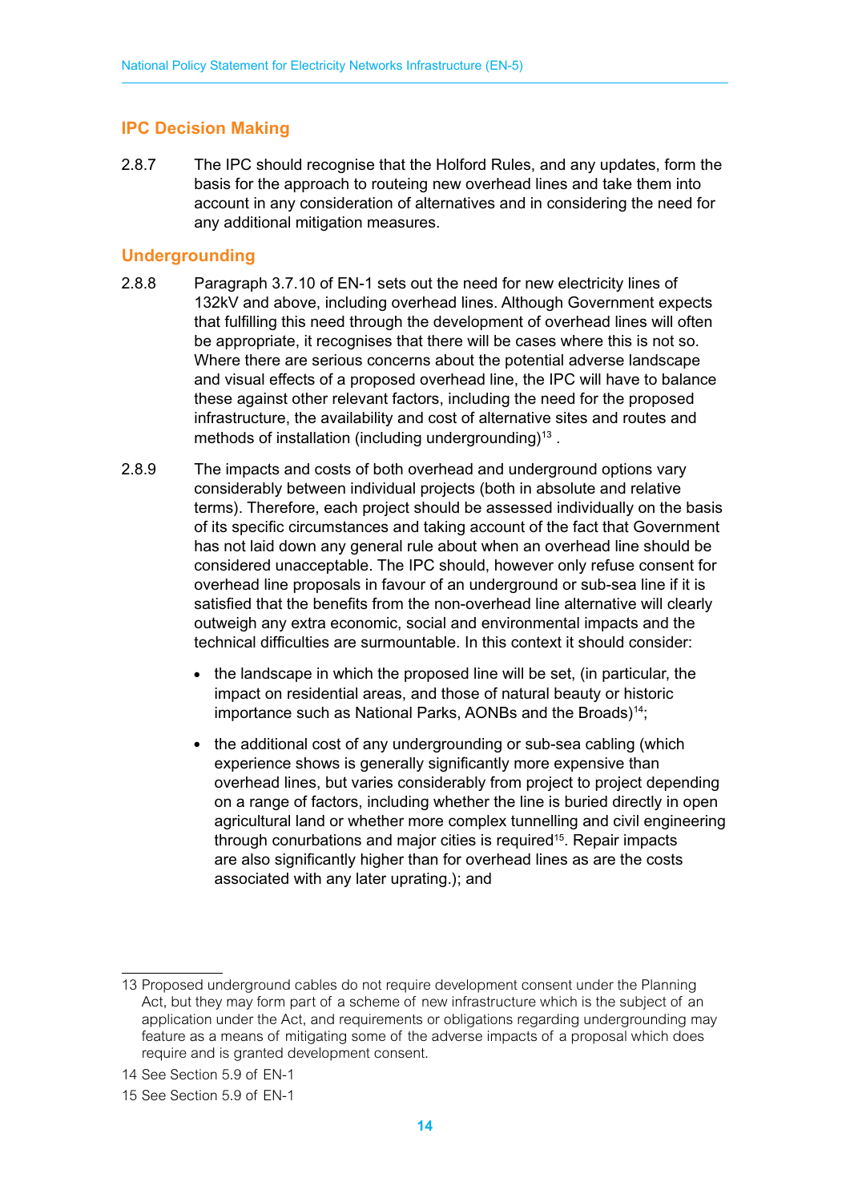### IPC Decision Making

2.8.7 The IPC should recognise that the Holford Rules, and any updates, form the basis for the approach to routeing new overhead lines and take them into account in any consideration of alternatives and in considering the need for any additional mitigation measures.

### Undergrounding

2.8.8 Paragraph 3.7.10 of EN-1 sets out the need for new electricity lines of 132kV and above, including overhead lines. Although Government expects that fulfilling this need through the development of overhead lines will often be appropriate, it recognises that there will be cases where this is not so. Where there are serious concerns about the potential adverse landscape and visual effects of a proposed overhead line, the IPC will have to balance these against other relevant factors, including the need for the proposed infrastructure, the availability and cost of alternative sites and routes and methods of installation (including undergrounding)[13] .

2.8.9 The impacts and costs of both overhead and underground options vary considerably between individual projects (both in absolute and relative terms). Therefore, each project should be assessed individually on the basis of its specific circumstances and taking account of the fact that Government has not laid down any general rule about when an overhead line should be considered unacceptable. The IPC should, however only refuse consent for overhead line proposals in favour of an underground or sub-sea line if it is satisfied that the benefits from the non-overhead line alternative will clearly outweigh any extra economic, social and environmental impacts and the technical difficulties are surmountable. In this context it should consider:

- the landscape in which the proposed line will be set, (in particular, the impact on residential areas, and those of natural beauty or historic importance such as National Parks, AONBs and the Broads)[14];
- the additional cost of any undergrounding or sub-sea cabling (which experience shows is generally significantly more expensive than overhead lines, but varies considerably from project to project depending on a range of factors, including whether the line is buried directly in open agricultural land or whether more complex tunnelling and civil engineering through conurbations and major cities is required[15]. Repair impacts are also significantly higher than for overhead lines as are the costs associated with any later uprating.); and

---

13 Proposed underground cables do not require development consent under the Planning Act, but they may form part of a scheme of new infrastructure which is the subject of an application under the Act, and requirements or obligations regarding undergrounding may feature as a means of mitigating some of the adverse impacts of a proposal which does require and is granted development consent.

14 See Section 5.9 of EN-1

15 See Section 5.9 of EN-1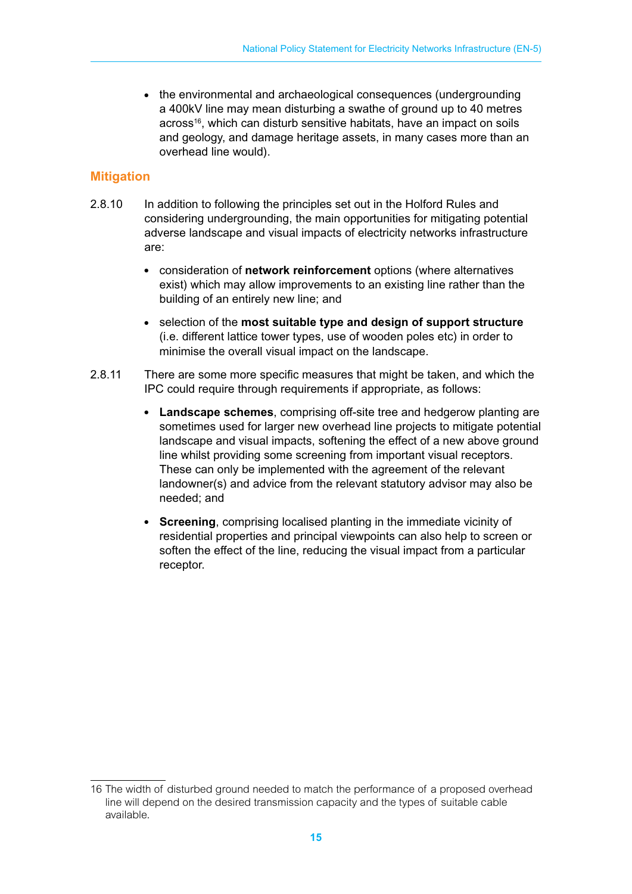- the environmental and archaeological consequences (undergrounding a 400kV line may mean disturbing a swathe of ground up to 40 metres across[16], which can disturb sensitive habitats, have an impact on soils and geology, and damage heritage assets, in many cases more than an overhead line would).

### Mitigation

2.8.10 In addition to following the principles set out in the Holford Rules and considering undergrounding, the main opportunities for mitigating potential adverse landscape and visual impacts of electricity networks infrastructure are:

- consideration of **network reinforcement** options (where alternatives exist) which may allow improvements to an existing line rather than the building of an entirely new line; and
- selection of the **most suitable type and design of support structure** (i.e. different lattice tower types, use of wooden poles etc) in order to minimise the overall visual impact on the landscape.

2.8.11 There are some more specific measures that might be taken, and which the IPC could require through requirements if appropriate, as follows:

- **Landscape schemes**, comprising off-site tree and hedgerow planting are sometimes used for larger new overhead line projects to mitigate potential landscape and visual impacts, softening the effect of a new above ground line whilst providing some screening from important visual receptors. These can only be implemented with the agreement of the relevant landowner(s) and advice from the relevant statutory advisor may also be needed; and
- **Screening**, comprising localised planting in the immediate vicinity of residential properties and principal viewpoints can also help to screen or soften the effect of the line, reducing the visual impact from a particular receptor.

---

16 The width of disturbed ground needed to match the performance of a proposed overhead line will depend on the desired transmission capacity and the types of suitable cable available.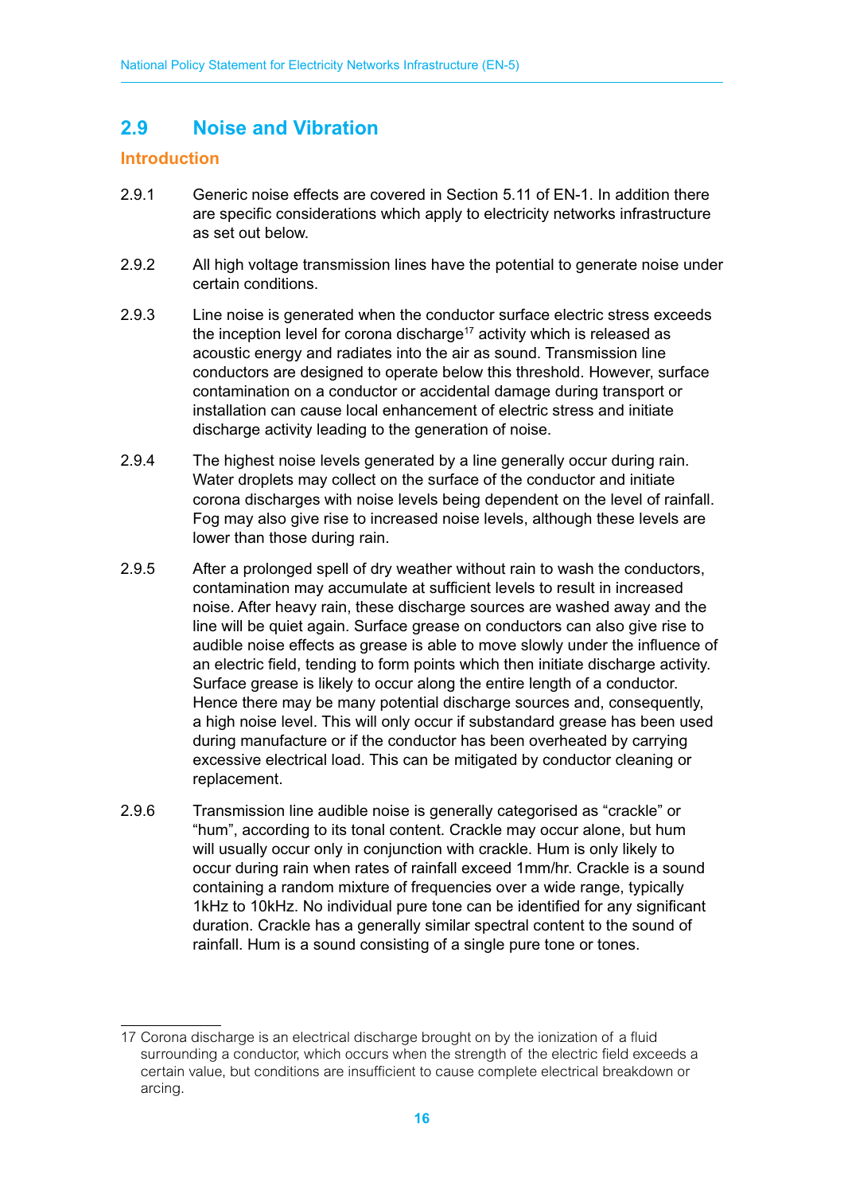## 2.9 Noise and Vibration

### Introduction

2.9.1 Generic noise effects are covered in Section 5.11 of EN-1. In addition there are specific considerations which apply to electricity networks infrastructure as set out below.

2.9.2 All high voltage transmission lines have the potential to generate noise under certain conditions.

2.9.3 Line noise is generated when the conductor surface electric stress exceeds the inception level for corona discharge[17] activity which is released as acoustic energy and radiates into the air as sound. Transmission line conductors are designed to operate below this threshold. However, surface contamination on a conductor or accidental damage during transport or installation can cause local enhancement of electric stress and initiate discharge activity leading to the generation of noise.

2.9.4 The highest noise levels generated by a line generally occur during rain. Water droplets may collect on the surface of the conductor and initiate corona discharges with noise levels being dependent on the level of rainfall. Fog may also give rise to increased noise levels, although these levels are lower than those during rain.

2.9.5 After a prolonged spell of dry weather without rain to wash the conductors, contamination may accumulate at sufficient levels to result in increased noise. After heavy rain, these discharge sources are washed away and the line will be quiet again. Surface grease on conductors can also give rise to audible noise effects as grease is able to move slowly under the influence of an electric field, tending to form points which then initiate discharge activity. Surface grease is likely to occur along the entire length of a conductor. Hence there may be many potential discharge sources and, consequently, a high noise level. This will only occur if substandard grease has been used during manufacture or if the conductor has been overheated by carrying excessive electrical load. This can be mitigated by conductor cleaning or replacement.

2.9.6 Transmission line audible noise is generally categorised as "crackle" or "hum", according to its tonal content. Crackle may occur alone, but hum will usually occur only in conjunction with crackle. Hum is only likely to occur during rain when rates of rainfall exceed 1mm/hr. Crackle is a sound containing a random mixture of frequencies over a wide range, typically 1kHz to 10kHz. No individual pure tone can be identified for any significant duration. Crackle has a generally similar spectral content to the sound of rainfall. Hum is a sound consisting of a single pure tone or tones.

---

17 Corona discharge is an electrical discharge brought on by the ionization of a fluid surrounding a conductor, which occurs when the strength of the electric field exceeds a certain value, but conditions are insufficient to cause complete electrical breakdown or arcing.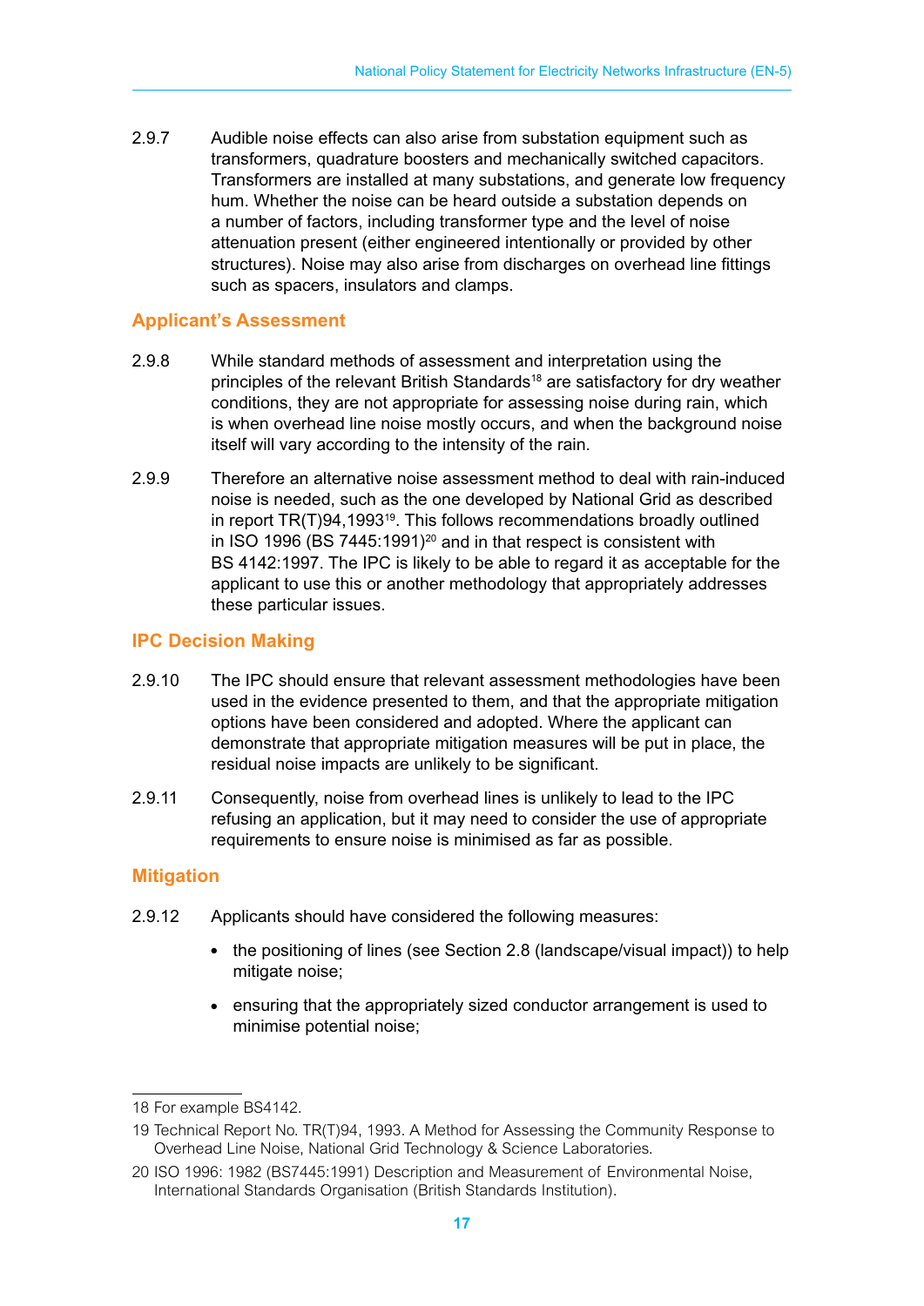2.9.7 Audible noise effects can also arise from substation equipment such as transformers, quadrature boosters and mechanically switched capacitors. Transformers are installed at many substations, and generate low frequency hum. Whether the noise can be heard outside a substation depends on a number of factors, including transformer type and the level of noise attenuation present (either engineered intentionally or provided by other structures). Noise may also arise from discharges on overhead line fittings such as spacers, insulators and clamps.

### Applicant's Assessment

2.9.8 While standard methods of assessment and interpretation using the principles of the relevant British Standards[18] are satisfactory for dry weather conditions, they are not appropriate for assessing noise during rain, which is when overhead line noise mostly occurs, and when the background noise itself will vary according to the intensity of the rain.

2.9.9 Therefore an alternative noise assessment method to deal with rain-induced noise is needed, such as the one developed by National Grid as described in report TR(T)94,1993[19]. This follows recommendations broadly outlined in ISO 1996 (BS 7445:1991)[20] and in that respect is consistent with BS 4142:1997. The IPC is likely to be able to regard it as acceptable for the applicant to use this or another methodology that appropriately addresses these particular issues.

### IPC Decision Making

2.9.10 The IPC should ensure that relevant assessment methodologies have been used in the evidence presented to them, and that the appropriate mitigation options have been considered and adopted. Where the applicant can demonstrate that appropriate mitigation measures will be put in place, the residual noise impacts are unlikely to be significant.

2.9.11 Consequently, noise from overhead lines is unlikely to lead to the IPC refusing an application, but it may need to consider the use of appropriate requirements to ensure noise is minimised as far as possible.

### Mitigation

2.9.12 Applicants should have considered the following measures:

- the positioning of lines (see Section 2.8 (landscape/visual impact)) to help mitigate noise;
- ensuring that the appropriately sized conductor arrangement is used to minimise potential noise;

---

18 For example BS4142.

19 Technical Report No. TR(T)94, 1993. A Method for Assessing the Community Response to Overhead Line Noise, National Grid Technology & Science Laboratories.

20 ISO 1996: 1982 (BS7445:1991) Description and Measurement of Environmental Noise, International Standards Organisation (British Standards Institution).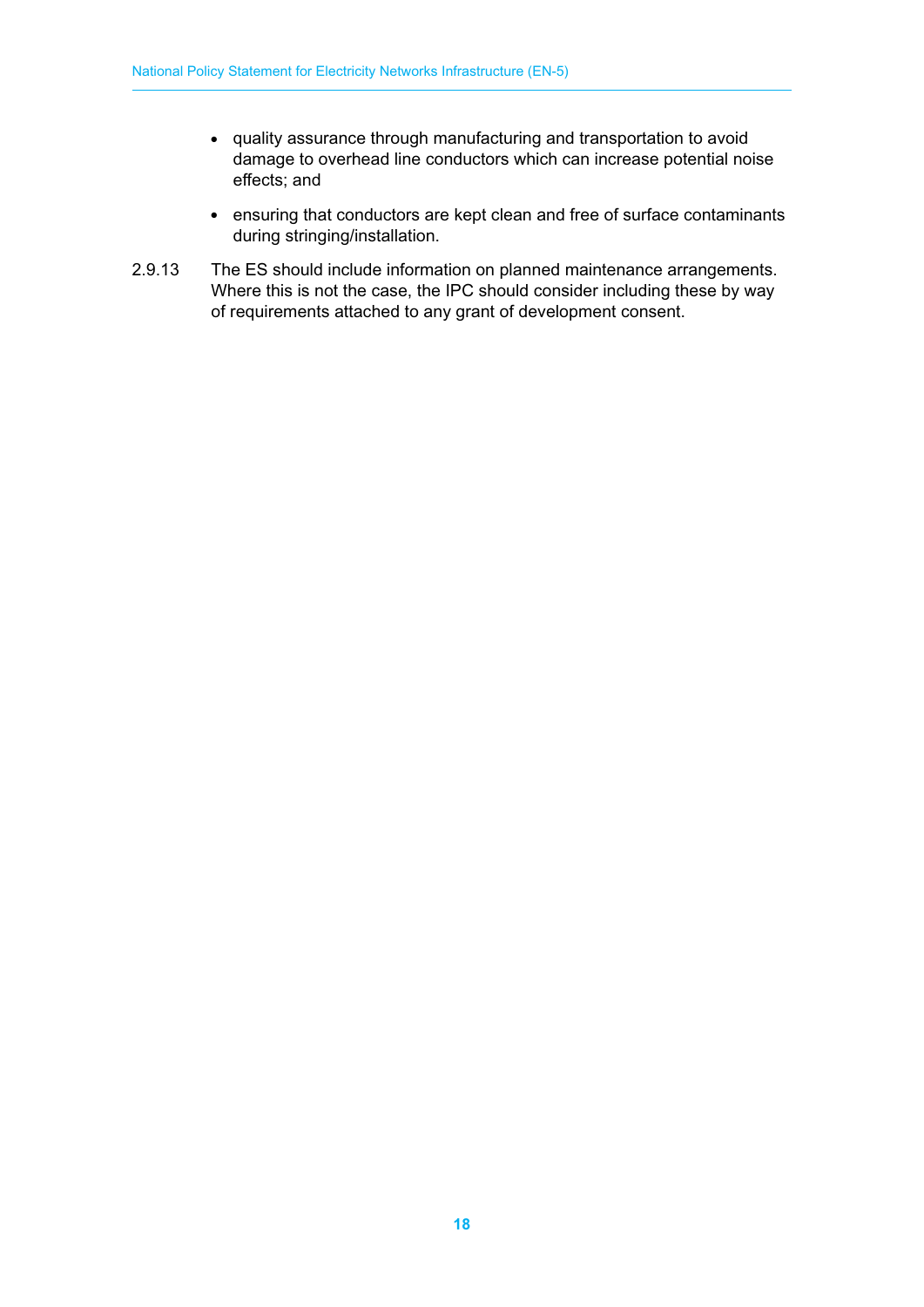- quality assurance through manufacturing and transportation to avoid damage to overhead line conductors which can increase potential noise effects; and
- ensuring that conductors are kept clean and free of surface contaminants during stringing/installation.

2.9.13 The ES should include information on planned maintenance arrangements. Where this is not the case, the IPC should consider including these by way of requirements attached to any grant of development consent.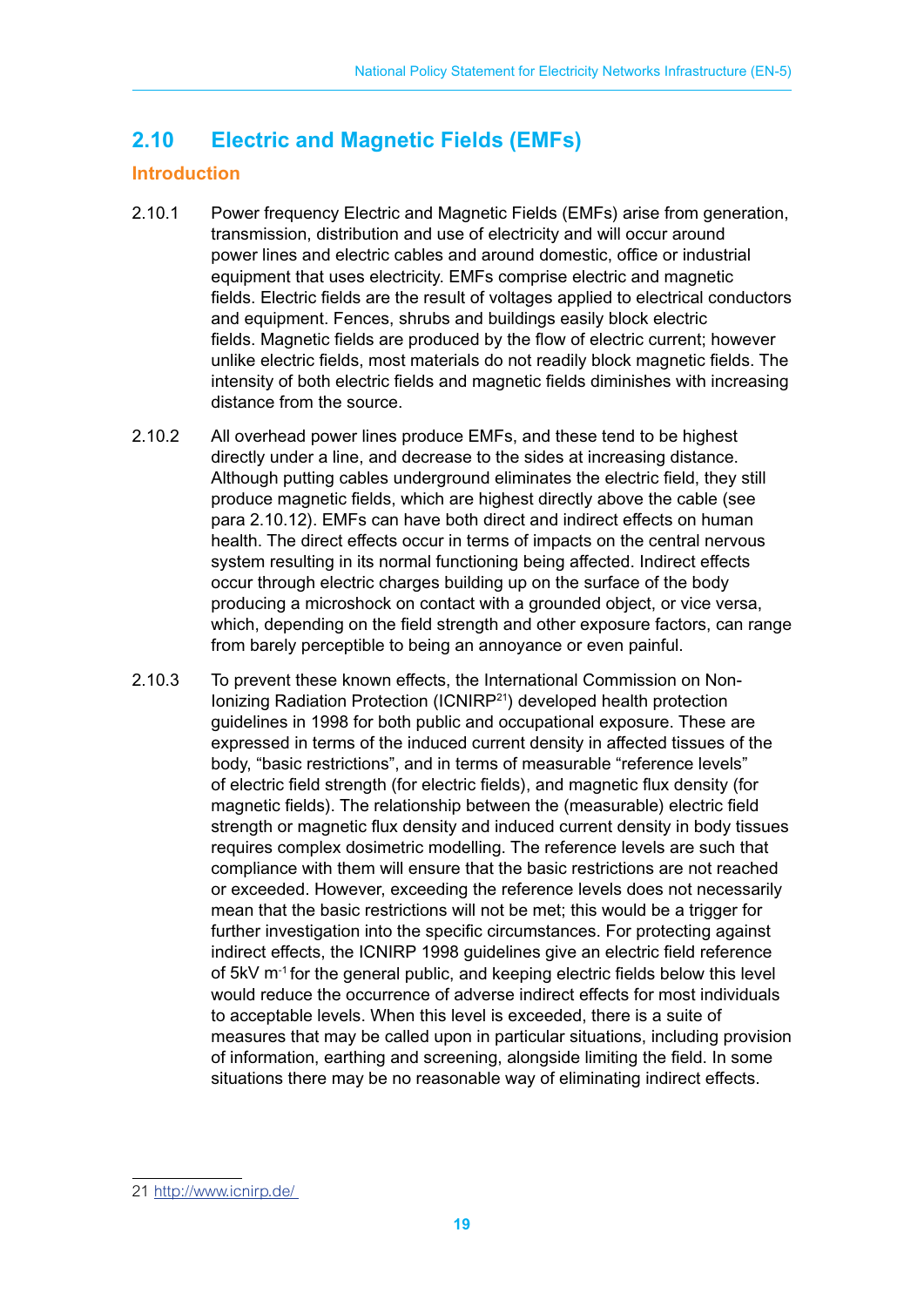## 2.10 Electric and Magnetic Fields (EMFs)

### Introduction

2.10.1 Power frequency Electric and Magnetic Fields (EMFs) arise from generation, transmission, distribution and use of electricity and will occur around power lines and electric cables and around domestic, office or industrial equipment that uses electricity. EMFs comprise electric and magnetic fields. Electric fields are the result of voltages applied to electrical conductors and equipment. Fences, shrubs and buildings easily block electric fields. Magnetic fields are produced by the flow of electric current; however unlike electric fields, most materials do not readily block magnetic fields. The intensity of both electric fields and magnetic fields diminishes with increasing distance from the source.

2.10.2 All overhead power lines produce EMFs, and these tend to be highest directly under a line, and decrease to the sides at increasing distance. Although putting cables underground eliminates the electric field, they still produce magnetic fields, which are highest directly above the cable (see para 2.10.12). EMFs can have both direct and indirect effects on human health. The direct effects occur in terms of impacts on the central nervous system resulting in its normal functioning being affected. Indirect effects occur through electric charges building up on the surface of the body producing a microshock on contact with a grounded object, or vice versa, which, depending on the field strength and other exposure factors, can range from barely perceptible to being an annoyance or even painful.

2.10.3 To prevent these known effects, the International Commission on Non-Ionizing Radiation Protection (ICNIRP[21]) developed health protection guidelines in 1998 for both public and occupational exposure. These are expressed in terms of the induced current density in affected tissues of the body, "basic restrictions", and in terms of measurable "reference levels" of electric field strength (for electric fields), and magnetic flux density (for magnetic fields). The relationship between the (measurable) electric field strength or magnetic flux density and induced current density in body tissues requires complex dosimetric modelling. The reference levels are such that compliance with them will ensure that the basic restrictions are not reached or exceeded. However, exceeding the reference levels does not necessarily mean that the basic restrictions will not be met; this would be a trigger for further investigation into the specific circumstances. For protecting against indirect effects, the ICNIRP 1998 guidelines give an electric field reference of 5kV $m^{-1}$ for the general public, and keeping electric fields below this level would reduce the occurrence of adverse indirect effects for most individuals to acceptable levels. When this level is exceeded, there is a suite of measures that may be called upon in particular situations, including provision of information, earthing and screening, alongside limiting the field. In some situations there may be no reasonable way of eliminating indirect effects.

---

21 http://www.icnirp.de/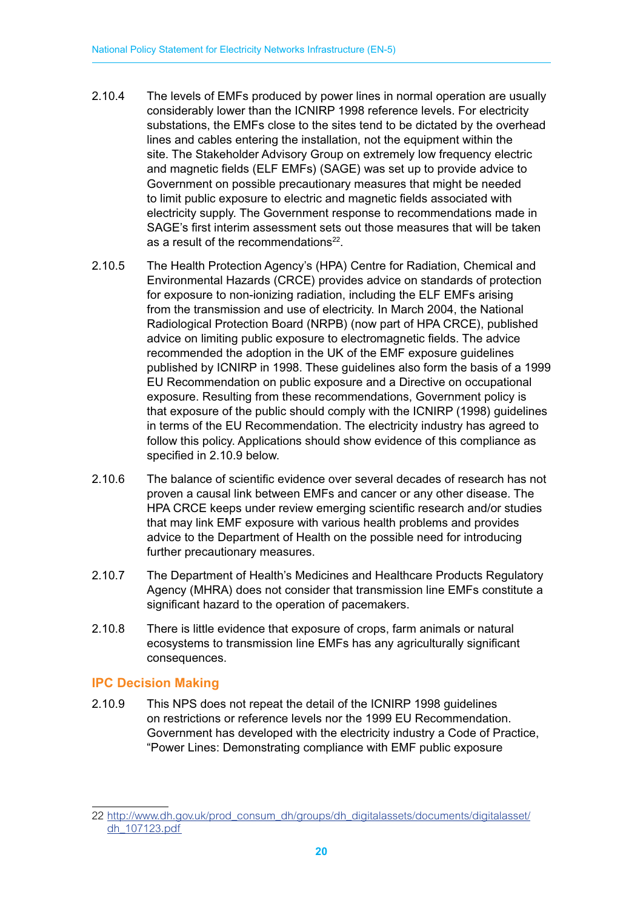2.10.4 The levels of EMFs produced by power lines in normal operation are usually considerably lower than the ICNIRP 1998 reference levels. For electricity substations, the EMFs close to the sites tend to be dictated by the overhead lines and cables entering the installation, not the equipment within the site. The Stakeholder Advisory Group on extremely low frequency electric and magnetic fields (ELF EMFs) (SAGE) was set up to provide advice to Government on possible precautionary measures that might be needed to limit public exposure to electric and magnetic fields associated with electricity supply. The Government response to recommendations made in SAGE's first interim assessment sets out those measures that will be taken as a result of the recommendations[22].

2.10.5 The Health Protection Agency's (HPA) Centre for Radiation, Chemical and Environmental Hazards (CRCE) provides advice on standards of protection for exposure to non-ionizing radiation, including the ELF EMFs arising from the transmission and use of electricity. In March 2004, the National Radiological Protection Board (NRPB) (now part of HPA CRCE), published advice on limiting public exposure to electromagnetic fields. The advice recommended the adoption in the UK of the EMF exposure guidelines published by ICNIRP in 1998. These guidelines also form the basis of a 1999 EU Recommendation on public exposure and a Directive on occupational exposure. Resulting from these recommendations, Government policy is that exposure of the public should comply with the ICNIRP (1998) guidelines in terms of the EU Recommendation. The electricity industry has agreed to follow this policy. Applications should show evidence of this compliance as specified in 2.10.9 below.

2.10.6 The balance of scientific evidence over several decades of research has not proven a causal link between EMFs and cancer or any other disease. The HPA CRCE keeps under review emerging scientific research and/or studies that may link EMF exposure with various health problems and provides advice to the Department of Health on the possible need for introducing further precautionary measures.

2.10.7 The Department of Health's Medicines and Healthcare Products Regulatory Agency (MHRA) does not consider that transmission line EMFs constitute a significant hazard to the operation of pacemakers.

2.10.8 There is little evidence that exposure of crops, farm animals or natural ecosystems to transmission line EMFs has any agriculturally significant consequences.

### IPC Decision Making

2.10.9 This NPS does not repeat the detail of the ICNIRP 1998 guidelines on restrictions or reference levels nor the 1999 EU Recommendation. Government has developed with the electricity industry a Code of Practice, "Power Lines: Demonstrating compliance with EMF public exposure

---

22 http://www.dh.gov.uk/prod_consum_dh/groups/dh_digitalassets/documents/digitalasset/dh_107123.pdf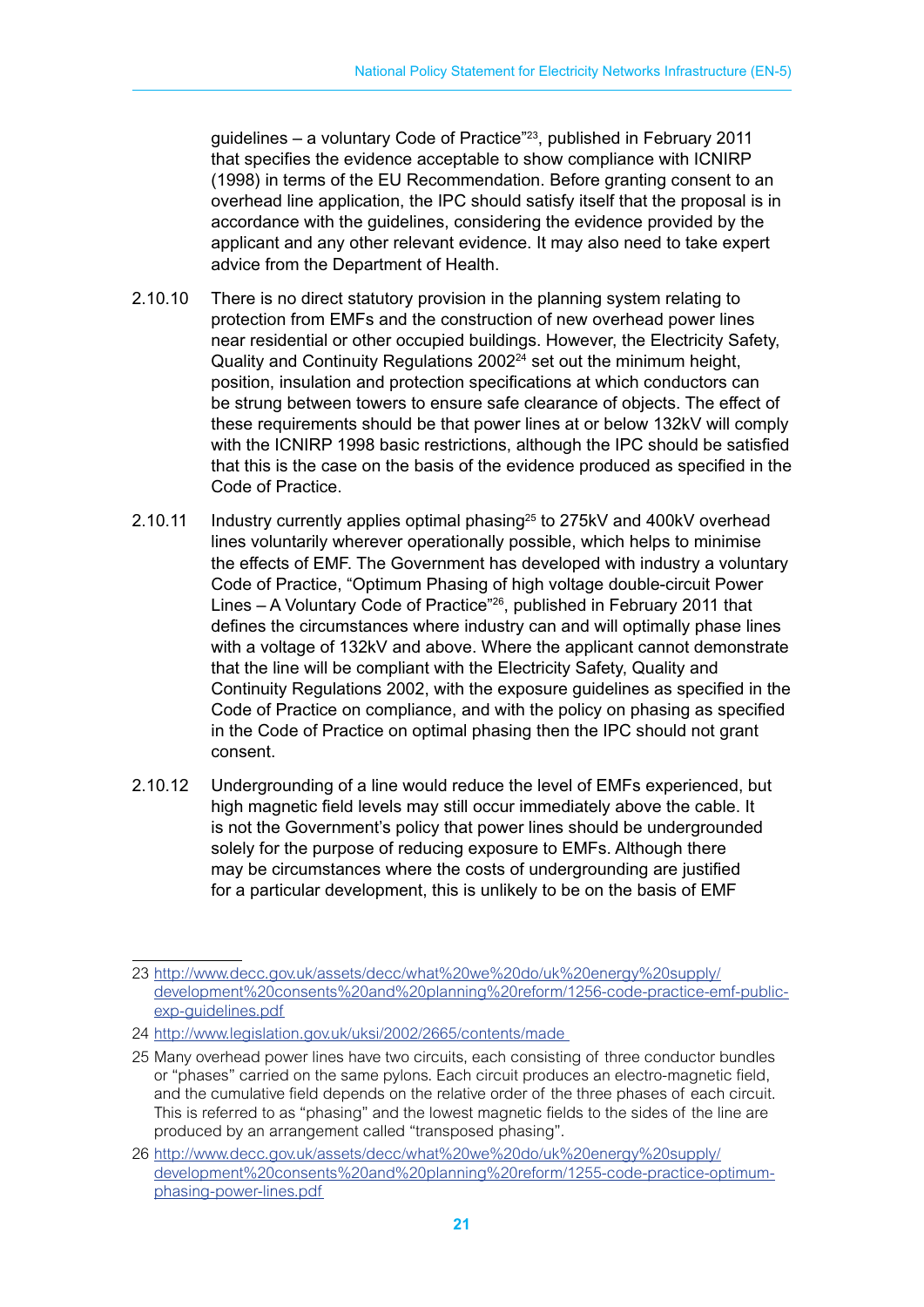guidelines – a voluntary Code of Practice"[23], published in February 2011 that specifies the evidence acceptable to show compliance with ICNIRP (1998) in terms of the EU Recommendation. Before granting consent to an overhead line application, the IPC should satisfy itself that the proposal is in accordance with the guidelines, considering the evidence provided by the applicant and any other relevant evidence. It may also need to take expert advice from the Department of Health.

2.10.10 There is no direct statutory provision in the planning system relating to protection from EMFs and the construction of new overhead power lines near residential or other occupied buildings. However, the Electricity Safety, Quality and Continuity Regulations 2002[24] set out the minimum height, position, insulation and protection specifications at which conductors can be strung between towers to ensure safe clearance of objects. The effect of these requirements should be that power lines at or below 132kV will comply with the ICNIRP 1998 basic restrictions, although the IPC should be satisfied that this is the case on the basis of the evidence produced as specified in the Code of Practice.

2.10.11 Industry currently applies optimal phasing[25] to 275kV and 400kV overhead lines voluntarily wherever operationally possible, which helps to minimise the effects of EMF. The Government has developed with industry a voluntary Code of Practice, "Optimum Phasing of high voltage double-circuit Power Lines – A Voluntary Code of Practice"[26], published in February 2011 that defines the circumstances where industry can and will optimally phase lines with a voltage of 132kV and above. Where the applicant cannot demonstrate that the line will be compliant with the Electricity Safety, Quality and Continuity Regulations 2002, with the exposure guidelines as specified in the Code of Practice on compliance, and with the policy on phasing as specified in the Code of Practice on optimal phasing then the IPC should not grant consent.

2.10.12 Undergrounding of a line would reduce the level of EMFs experienced, but high magnetic field levels may still occur immediately above the cable. It is not the Government's policy that power lines should be undergrounded solely for the purpose of reducing exposure to EMFs. Although there may be circumstances where the costs of undergrounding are justified for a particular development, this is unlikely to be on the basis of EMF

---

23 http://www.decc.gov.uk/assets/decc/what%20we%20do/uk%20energy%20supply/development%20consents%20and%20planning%20reform/1256-code-practice-emf-public-exp-guidelines.pdf

24 http://www.legislation.gov.uk/uksi/2002/2665/contents/made

25 Many overhead power lines have two circuits, each consisting of three conductor bundles or "phases" carried on the same pylons. Each circuit produces an electro-magnetic field, and the cumulative field depends on the relative order of the three phases of each circuit. This is referred to as "phasing" and the lowest magnetic fields to the sides of the line are produced by an arrangement called "transposed phasing".

26 http://www.decc.gov.uk/assets/decc/what%20we%20do/uk%20energy%20supply/development%20consents%20and%20planning%20reform/1255-code-practice-optimum-phasing-power-lines.pdf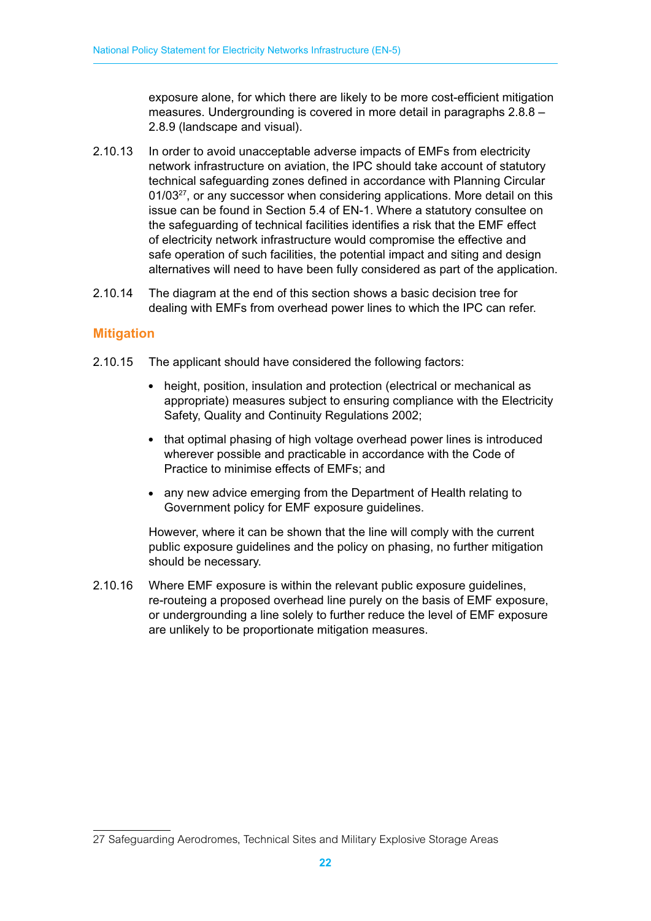exposure alone, for which there are likely to be more cost-efficient mitigation measures. Undergrounding is covered in more detail in paragraphs 2.8.8 – 2.8.9 (landscape and visual).

2.10.13 In order to avoid unacceptable adverse impacts of EMFs from electricity network infrastructure on aviation, the IPC should take account of statutory technical safeguarding zones defined in accordance with Planning Circular 01/03[27], or any successor when considering applications. More detail on this issue can be found in Section 5.4 of EN-1. Where a statutory consultee on the safeguarding of technical facilities identifies a risk that the EMF effect of electricity network infrastructure would compromise the effective and safe operation of such facilities, the potential impact and siting and design alternatives will need to have been fully considered as part of the application.

2.10.14 The diagram at the end of this section shows a basic decision tree for dealing with EMFs from overhead power lines to which the IPC can refer.

## Mitigation

2.10.15 The applicant should have considered the following factors:

- height, position, insulation and protection (electrical or mechanical as appropriate) measures subject to ensuring compliance with the Electricity Safety, Quality and Continuity Regulations 2002;
- that optimal phasing of high voltage overhead power lines is introduced wherever possible and practicable in accordance with the Code of Practice to minimise effects of EMFs; and
- any new advice emerging from the Department of Health relating to Government policy for EMF exposure guidelines.

However, where it can be shown that the line will comply with the current public exposure guidelines and the policy on phasing, no further mitigation should be necessary.

2.10.16 Where EMF exposure is within the relevant public exposure guidelines, re-routeing a proposed overhead line purely on the basis of EMF exposure, or undergrounding a line solely to further reduce the level of EMF exposure are unlikely to be proportionate mitigation measures.

27 Safeguarding Aerodromes, Technical Sites and Military Explosive Storage Areas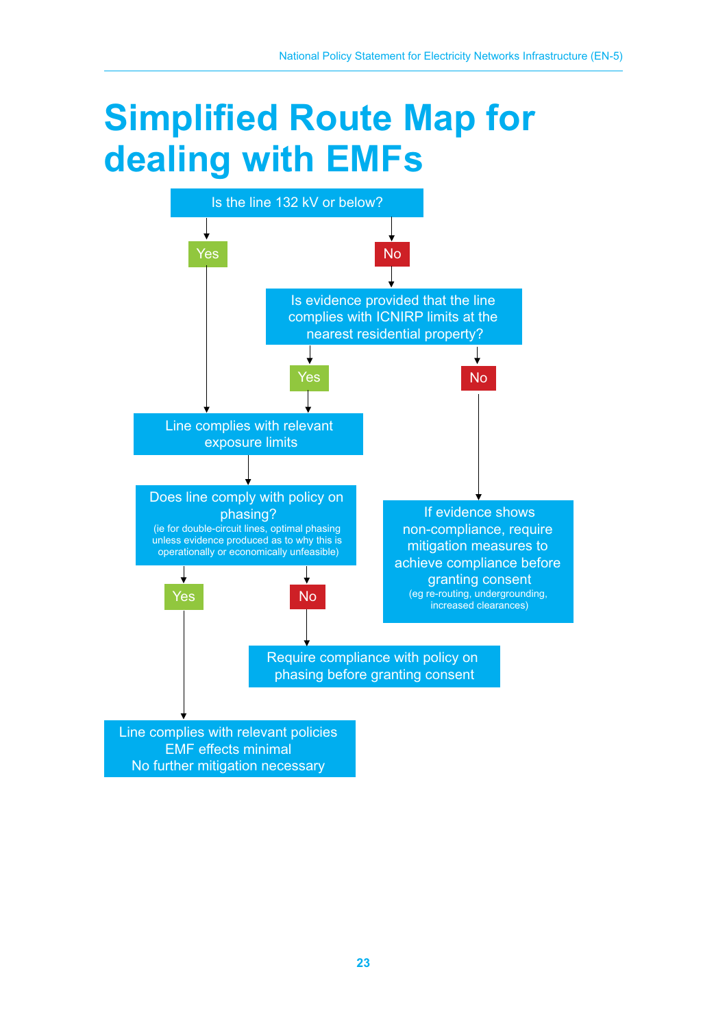# Simplified Route Map for dealing with EMFs

**Is the line 132 kV or below?**

- **Yes** → Line complies with relevant exposure limits
- **No** → **Is evidence provided that the line complies with ICNIRP limits at the nearest residential property?**
  - **Yes** → Line complies with relevant exposure limits
  - **No** → If evidence shows non-compliance, require mitigation measures to achieve compliance before granting consent (eg re-routing, undergrounding, increased clearances)

**Line complies with relevant exposure limits**

↓

**Does line comply with policy on phasing?**
(ie for double-circuit lines, optimal phasing unless evidence produced as to why this is operationally or economically unfeasible)

- **Yes** → Line complies with relevant policies. EMF effects minimal. No further mitigation necessary
- **No** → Require compliance with policy on phasing before granting consent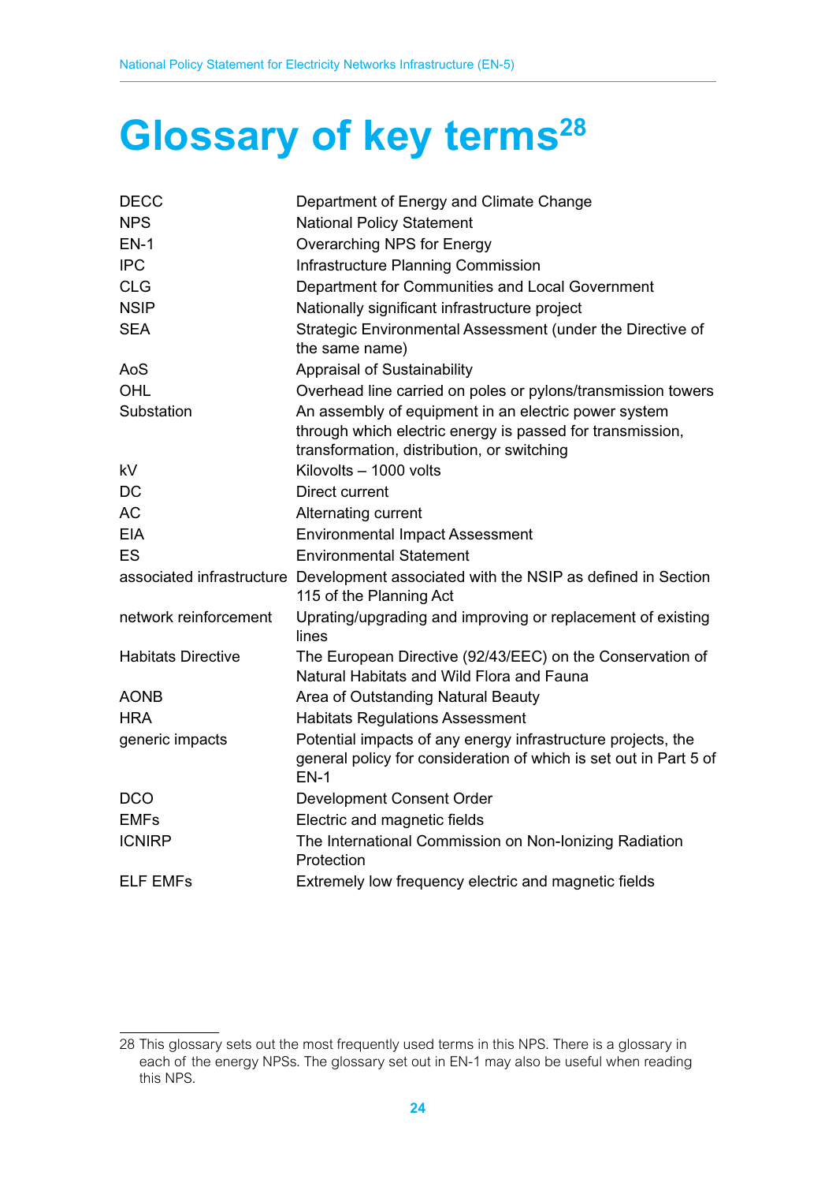# Glossary of key terms[28]

| | |
|---|---|
| DECC | Department of Energy and Climate Change |
| NPS | National Policy Statement |
| EN-1 | Overarching NPS for Energy |
| IPC | Infrastructure Planning Commission |
| CLG | Department for Communities and Local Government |
| NSIP | Nationally significant infrastructure project |
| SEA | Strategic Environmental Assessment (under the Directive of the same name) |
| AoS | Appraisal of Sustainability |
| OHL | Overhead line carried on poles or pylons/transmission towers |
| Substation | An assembly of equipment in an electric power system through which electric energy is passed for transmission, transformation, distribution, or switching |
| kV | Kilovolts – 1000 volts |
| DC | Direct current |
| AC | Alternating current |
| EIA | Environmental Impact Assessment |
| ES | Environmental Statement |
| associated infrastructure | Development associated with the NSIP as defined in Section 115 of the Planning Act |
| network reinforcement | Uprating/upgrading and improving or replacement of existing lines |
| Habitats Directive | The European Directive (92/43/EEC) on the Conservation of Natural Habitats and Wild Flora and Fauna |
| AONB | Area of Outstanding Natural Beauty |
| HRA | Habitats Regulations Assessment |
| generic impacts | Potential impacts of any energy infrastructure projects, the general policy for consideration of which is set out in Part 5 of EN-1 |
| DCO | Development Consent Order |
| EMFs | Electric and magnetic fields |
| ICNIRP | The International Commission on Non-Ionizing Radiation Protection |
| ELF EMFs | Extremely low frequency electric and magnetic fields |

28 This glossary sets out the most frequently used terms in this NPS. There is a glossary in each of the energy NPSs. The glossary set out in EN-1 may also be useful when reading this NPS.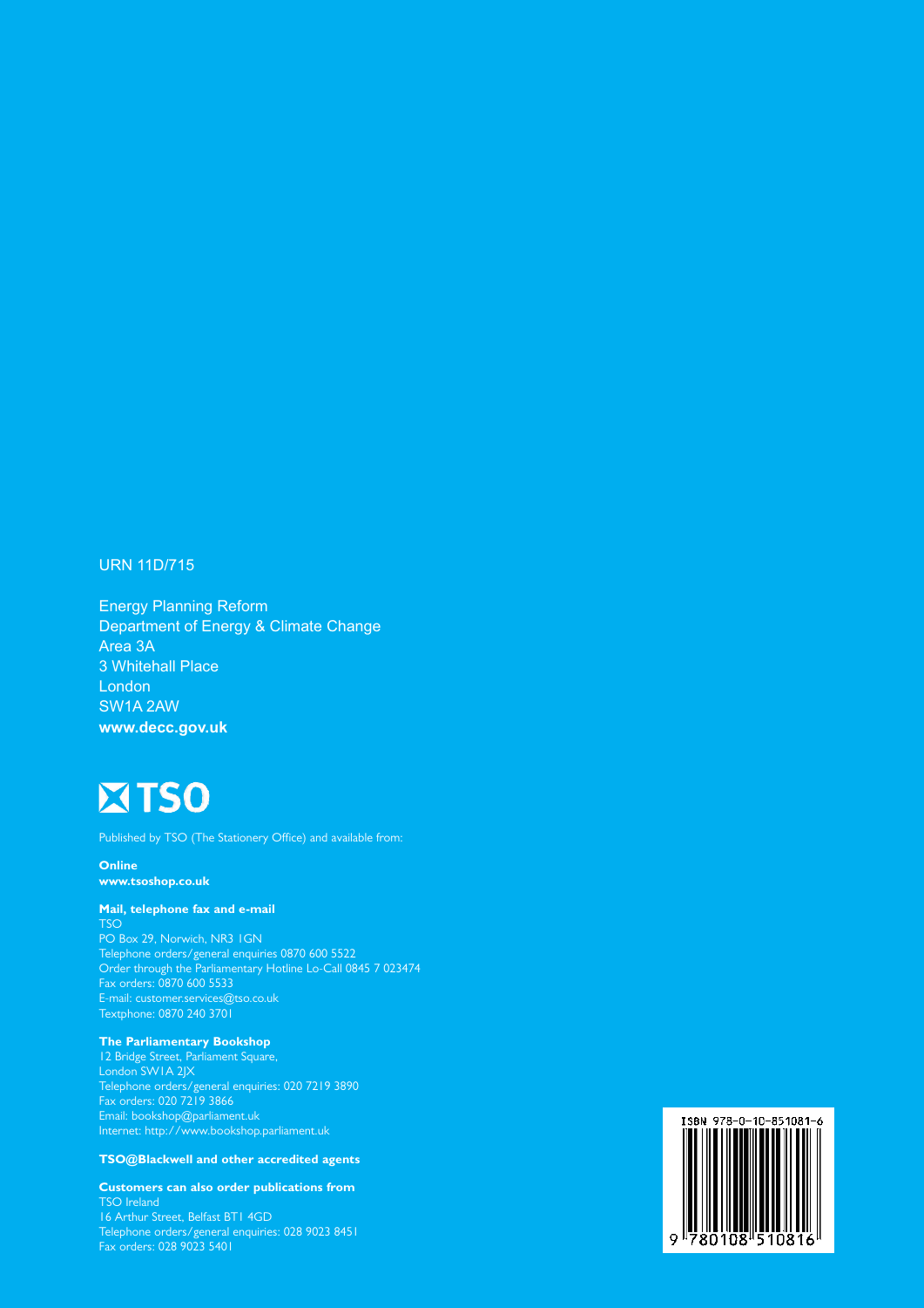URN 11D/715

Energy Planning Reform
Department of Energy & Climate Change
Area 3A
3 Whitehall Place
London
SW1A 2AW
**www.decc.gov.uk**

TSO

Published by TSO (The Stationery Office) and available from:

**Online**
**www.tsoshop.co.uk**

**Mail, telephone fax and e-mail**
TSO
PO Box 29, Norwich, NR3 1GN
Telephone orders/general enquiries 0870 600 5522
Order through the Parliamentary Hotline Lo-Call 0845 7 023474
Fax orders: 0870 600 5533
E-mail: customer.services@tso.co.uk
Textphone: 0870 240 3701

**The Parliamentary Bookshop**
12 Bridge Street, Parliament Square,
London SW1A 2JX
Telephone orders/general enquiries: 020 7219 3890
Fax orders: 020 7219 3866
Email: bookshop@parliament.uk
Internet: http://www.bookshop.parliament.uk

**TSO@Blackwell and other accredited agents**

**Customers can also order publications from**
TSO Ireland
16 Arthur Street, Belfast BT1 4GD
Telephone orders/general enquiries: 028 9023 8451
Fax orders: 028 9023 5401

ISBN 978-0-10-851081-6

9 780108 510816